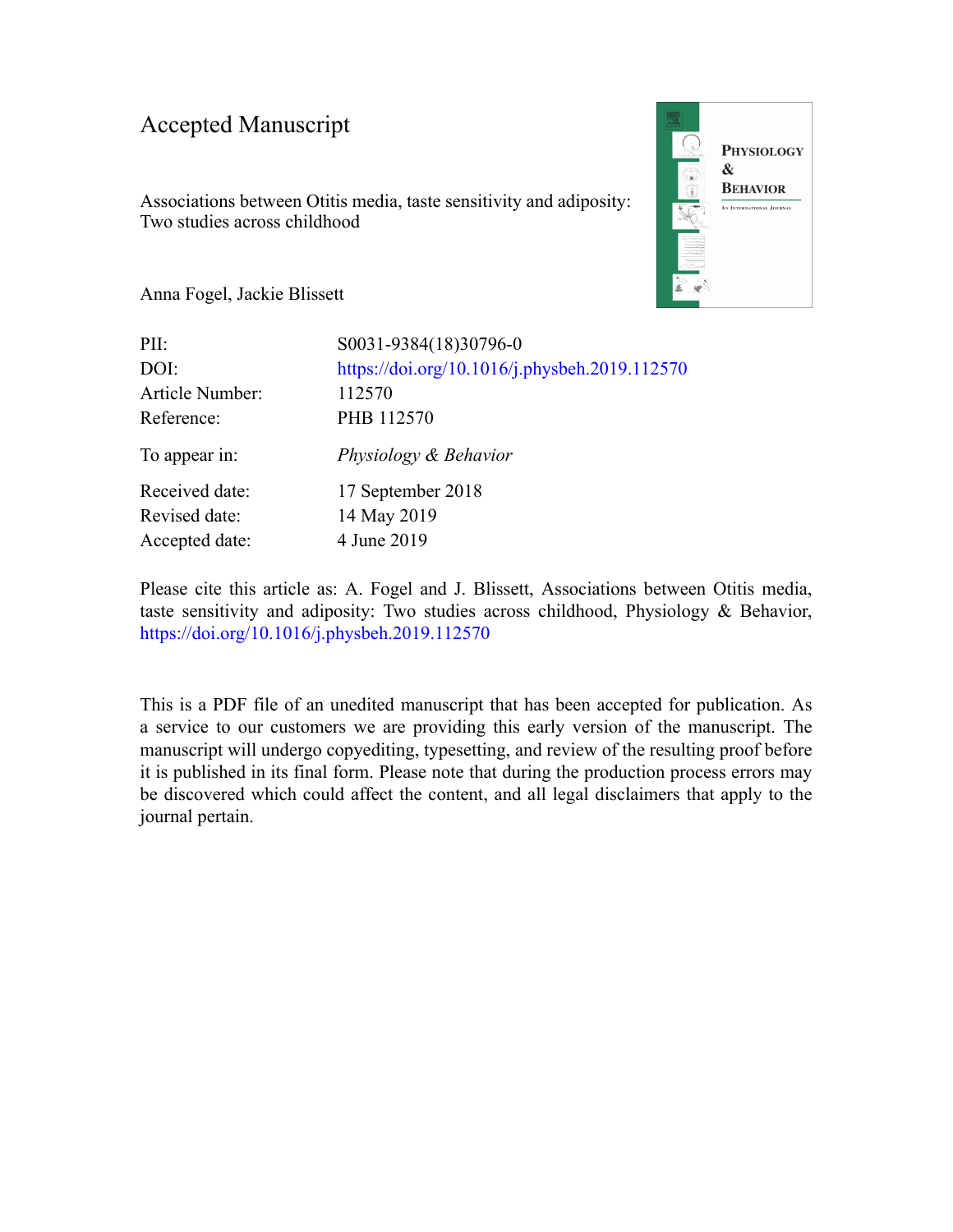# Accepted Manuscript

Associations between Otitis media, taste sensitivity and adiposity: Two studies across childhood

Anna Fogel, Jackie Blissett

| | |
|---|---|
| PII: | S0031-9384(18)30796-0 |
| DOI: | https://doi.org/10.1016/j.physbeh.2019.112570 |
| Article Number: | 112570 |
| Reference: | PHB 112570 |
| To appear in: | *Physiology & Behavior* |
| Received date: | 17 September 2018 |
| Revised date: | 14 May 2019 |
| Accepted date: | 4 June 2019 |

Please cite this article as: A. Fogel and J. Blissett, Associations between Otitis media, taste sensitivity and adiposity: Two studies across childhood, Physiology & Behavior, https://doi.org/10.1016/j.physbeh.2019.112570

This is a PDF file of an unedited manuscript that has been accepted for publication. As a service to our customers we are providing this early version of the manuscript. The manuscript will undergo copyediting, typesetting, and review of the resulting proof before it is published in its final form. Please note that during the production process errors may be discovered which could affect the content, and all legal disclaimers that apply to the journal pertain.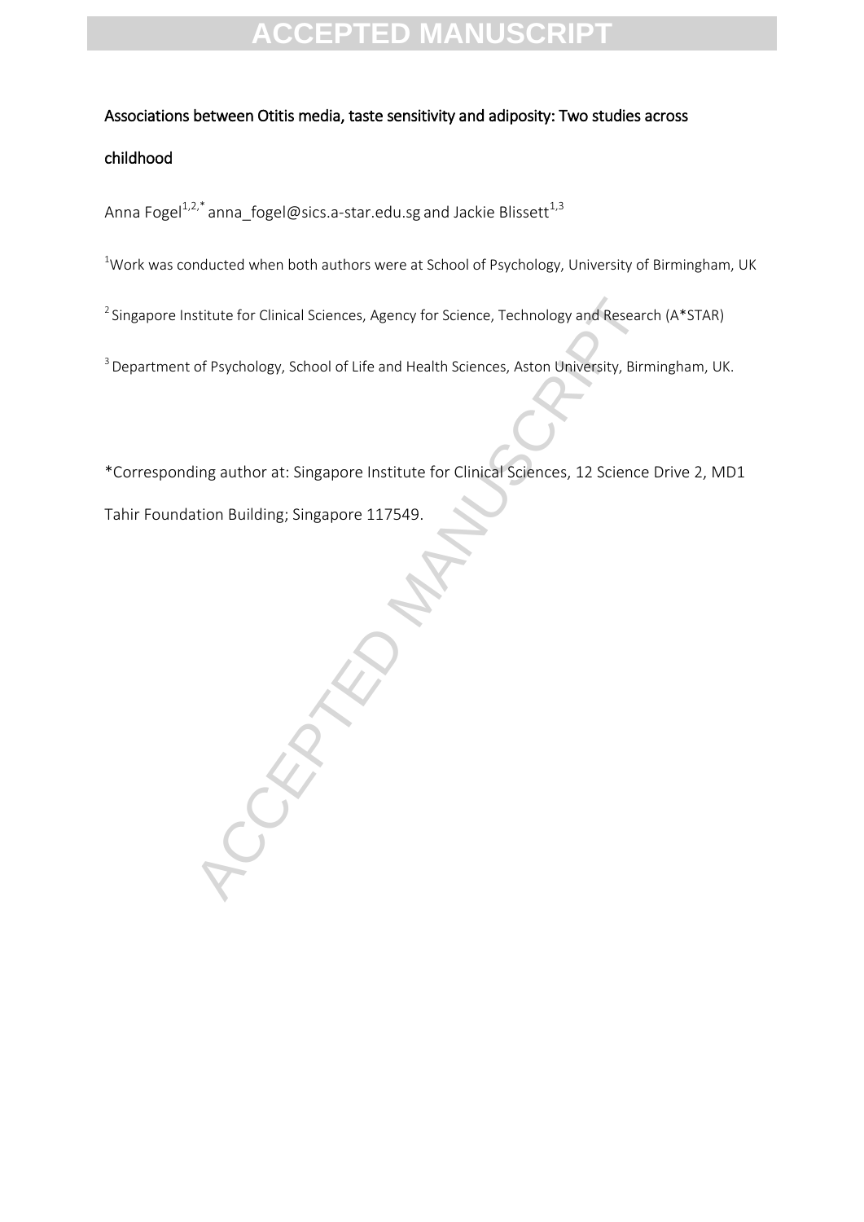# Associations between Otitis media, taste sensitivity and adiposity: Two studies across childhood

Anna Fogel[1,2,*] anna_fogel@sics.a-star.edu.sg and Jackie Blissett[1,3]

[1]Work was conducted when both authors were at School of Psychology, University of Birmingham, UK

[2] Singapore Institute for Clinical Sciences, Agency for Science, Technology and Research (A*STAR)

[3] Department of Psychology, School of Life and Health Sciences, Aston University, Birmingham, UK.

*Corresponding author at: Singapore Institute for Clinical Sciences, 12 Science Drive 2, MD1 Tahir Foundation Building; Singapore 117549.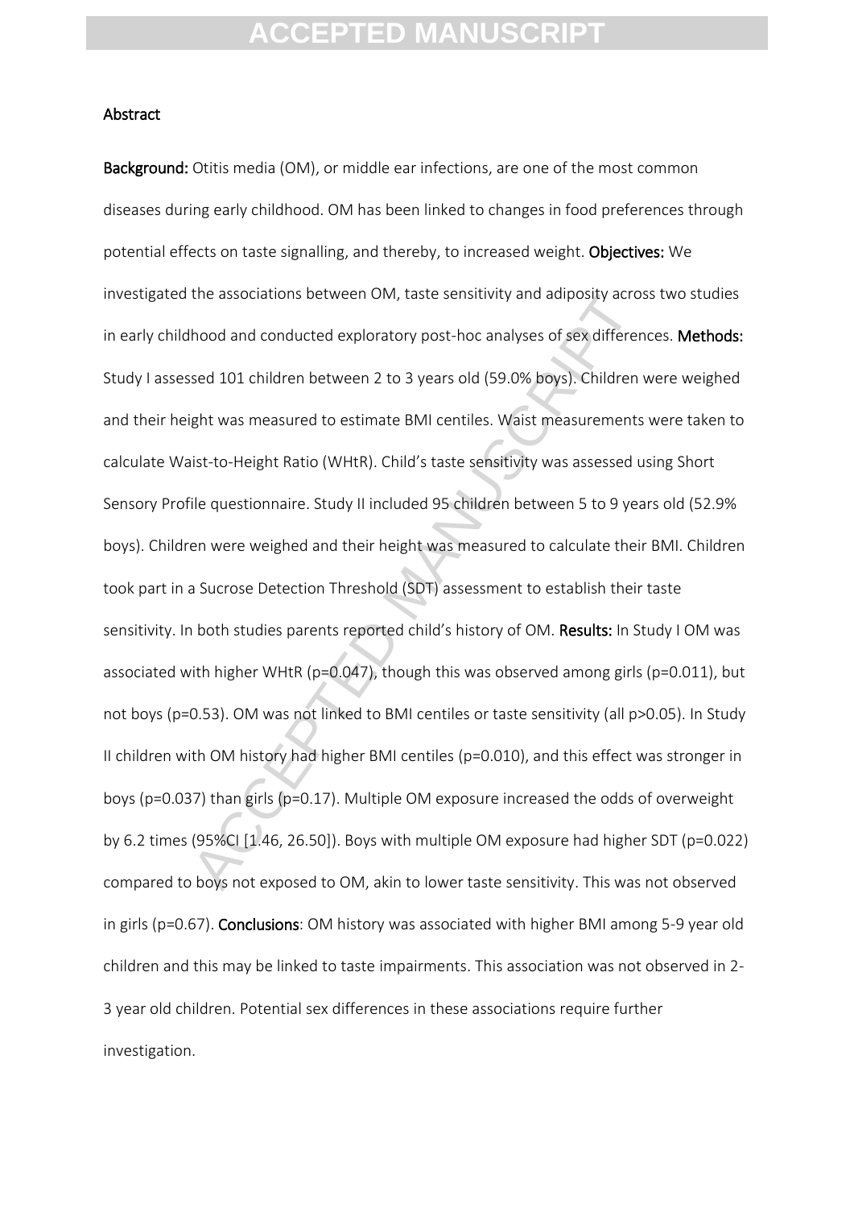## Abstract

**Background:** Otitis media (OM), or middle ear infections, are one of the most common diseases during early childhood. OM has been linked to changes in food preferences through potential effects on taste signalling, and thereby, to increased weight. **Objectives:** We investigated the associations between OM, taste sensitivity and adiposity across two studies in early childhood and conducted exploratory post-hoc analyses of sex differences. **Methods:** Study I assessed 101 children between 2 to 3 years old (59.0% boys). Children were weighed and their height was measured to estimate BMI centiles. Waist measurements were taken to calculate Waist-to-Height Ratio (WHtR). Child's taste sensitivity was assessed using Short Sensory Profile questionnaire. Study II included 95 children between 5 to 9 years old (52.9% boys). Children were weighed and their height was measured to calculate their BMI. Children took part in a Sucrose Detection Threshold (SDT) assessment to establish their taste sensitivity. In both studies parents reported child's history of OM. **Results:** In Study I OM was associated with higher WHtR ($p=0.047$), though this was observed among girls ($p=0.011$), but not boys ($p=0.53$). OM was not linked to BMI centiles or taste sensitivity (all $p>0.05$). In Study II children with OM history had higher BMI centiles ($p=0.010$), and this effect was stronger in boys ($p=0.037$) than girls ($p=0.17$). Multiple OM exposure increased the odds of overweight by 6.2 times (95%CI [1.46, 26.50]). Boys with multiple OM exposure had higher SDT ($p=0.022$) compared to boys not exposed to OM, akin to lower taste sensitivity. This was not observed in girls ($p=0.67$). **Conclusions**: OM history was associated with higher BMI among 5-9 year old children and this may be linked to taste impairments. This association was not observed in 2-3 year old children. Potential sex differences in these associations require further investigation.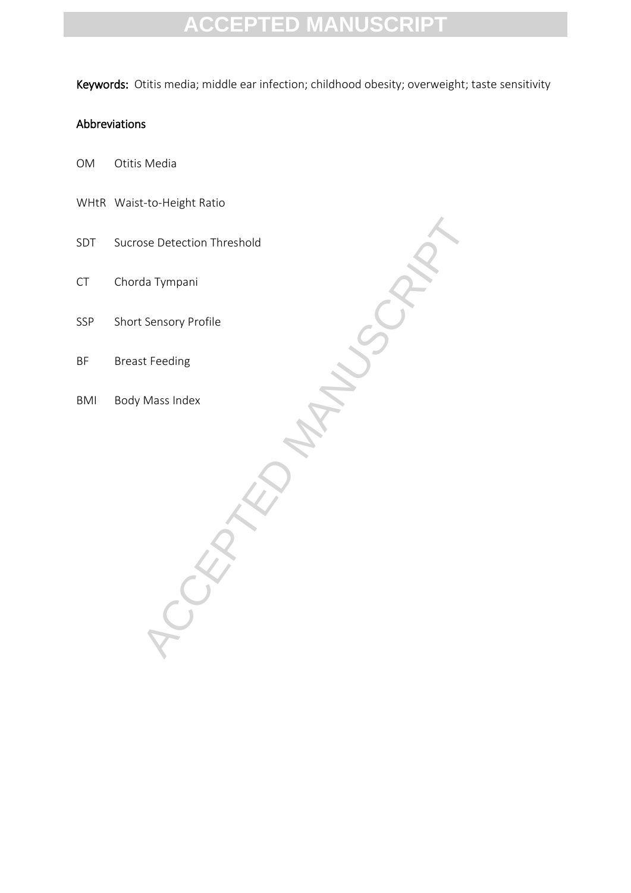**Keywords:** Otitis media; middle ear infection; childhood obesity; overweight; taste sensitivity

## Abbreviations

OM Otitis Media

WHtR Waist-to-Height Ratio

SDT Sucrose Detection Threshold

CT Chorda Tympani

SSP Short Sensory Profile

BF Breast Feeding

BMI Body Mass Index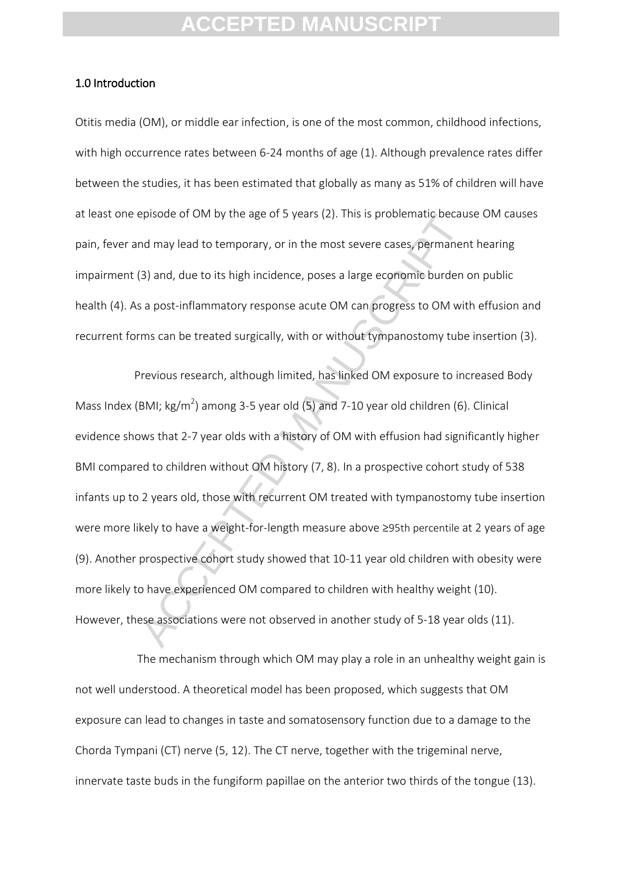## 1.0 Introduction

Otitis media (OM), or middle ear infection, is one of the most common, childhood infections, with high occurrence rates between 6-24 months of age (1). Although prevalence rates differ between the studies, it has been estimated that globally as many as 51% of children will have at least one episode of OM by the age of 5 years (2). This is problematic because OM causes pain, fever and may lead to temporary, or in the most severe cases, permanent hearing impairment (3) and, due to its high incidence, poses a large economic burden on public health (4). As a post-inflammatory response acute OM can progress to OM with effusion and recurrent forms can be treated surgically, with or without tympanostomy tube insertion (3).

Previous research, although limited, has linked OM exposure to increased Body Mass Index (BMI; kg/m$^2$) among 3-5 year old (5) and 7-10 year old children (6). Clinical evidence shows that 2-7 year olds with a history of OM with effusion had significantly higher BMI compared to children without OM history (7, 8). In a prospective cohort study of 538 infants up to 2 years old, those with recurrent OM treated with tympanostomy tube insertion were more likely to have a weight-for-length measure above ≥95th percentile at 2 years of age (9). Another prospective cohort study showed that 10-11 year old children with obesity were more likely to have experienced OM compared to children with healthy weight (10). However, these associations were not observed in another study of 5-18 year olds (11).

The mechanism through which OM may play a role in an unhealthy weight gain is not well understood. A theoretical model has been proposed, which suggests that OM exposure can lead to changes in taste and somatosensory function due to a damage to the Chorda Tympani (CT) nerve (5, 12). The CT nerve, together with the trigeminal nerve, innervate taste buds in the fungiform papillae on the anterior two thirds of the tongue (13).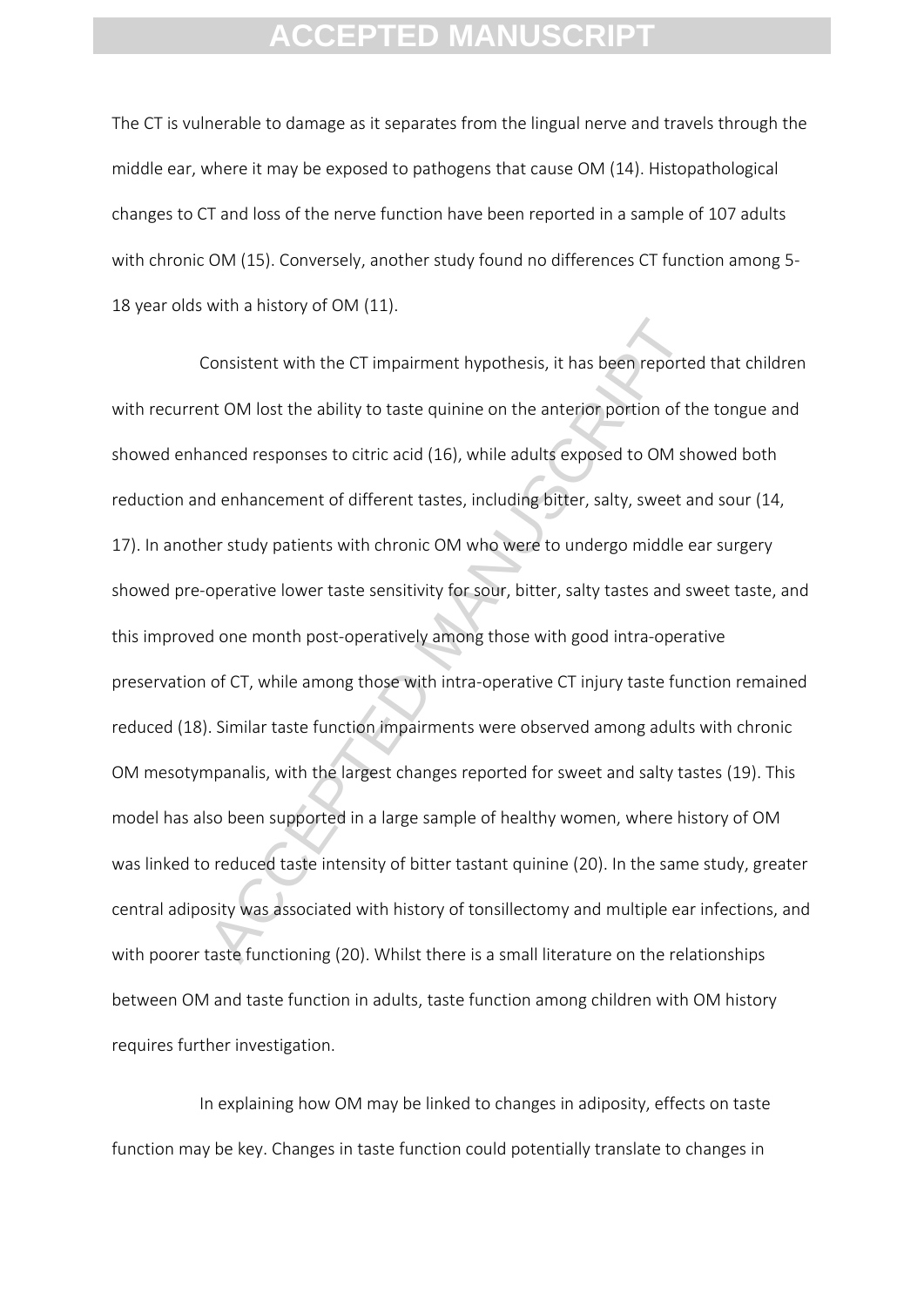The CT is vulnerable to damage as it separates from the lingual nerve and travels through the middle ear, where it may be exposed to pathogens that cause OM (14). Histopathological changes to CT and loss of the nerve function have been reported in a sample of 107 adults with chronic OM (15). Conversely, another study found no differences CT function among 5-18 year olds with a history of OM (11).

Consistent with the CT impairment hypothesis, it has been reported that children with recurrent OM lost the ability to taste quinine on the anterior portion of the tongue and showed enhanced responses to citric acid (16), while adults exposed to OM showed both reduction and enhancement of different tastes, including bitter, salty, sweet and sour (14, 17). In another study patients with chronic OM who were to undergo middle ear surgery showed pre-operative lower taste sensitivity for sour, bitter, salty tastes and sweet taste, and this improved one month post-operatively among those with good intra-operative preservation of CT, while among those with intra-operative CT injury taste function remained reduced (18). Similar taste function impairments were observed among adults with chronic OM mesotympanalis, with the largest changes reported for sweet and salty tastes (19). This model has also been supported in a large sample of healthy women, where history of OM was linked to reduced taste intensity of bitter tastant quinine (20). In the same study, greater central adiposity was associated with history of tonsillectomy and multiple ear infections, and with poorer taste functioning (20). Whilst there is a small literature on the relationships between OM and taste function in adults, taste function among children with OM history requires further investigation.

In explaining how OM may be linked to changes in adiposity, effects on taste function may be key. Changes in taste function could potentially translate to changes in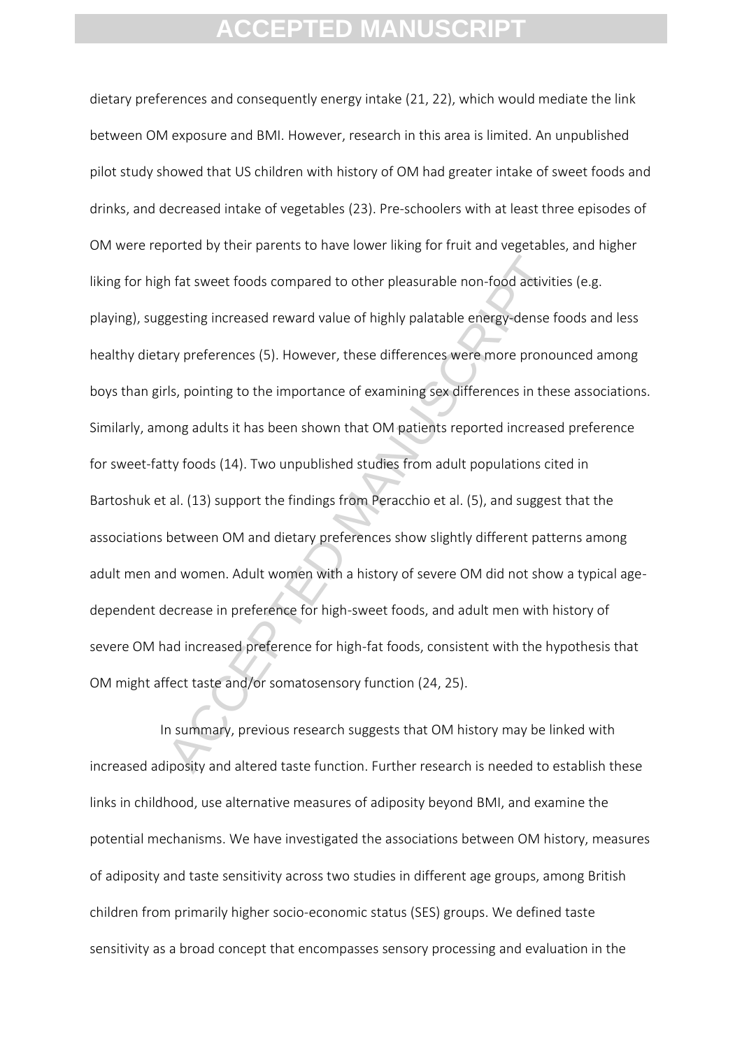dietary preferences and consequently energy intake (21, 22), which would mediate the link between OM exposure and BMI. However, research in this area is limited. An unpublished pilot study showed that US children with history of OM had greater intake of sweet foods and drinks, and decreased intake of vegetables (23). Pre-schoolers with at least three episodes of OM were reported by their parents to have lower liking for fruit and vegetables, and higher liking for high fat sweet foods compared to other pleasurable non-food activities (e.g. playing), suggesting increased reward value of highly palatable energy-dense foods and less healthy dietary preferences (5). However, these differences were more pronounced among boys than girls, pointing to the importance of examining sex differences in these associations. Similarly, among adults it has been shown that OM patients reported increased preference for sweet-fatty foods (14). Two unpublished studies from adult populations cited in Bartoshuk et al. (13) support the findings from Peracchio et al. (5), and suggest that the associations between OM and dietary preferences show slightly different patterns among adult men and women. Adult women with a history of severe OM did not show a typical age-dependent decrease in preference for high-sweet foods, and adult men with history of severe OM had increased preference for high-fat foods, consistent with the hypothesis that OM might affect taste and/or somatosensory function (24, 25).

In summary, previous research suggests that OM history may be linked with increased adiposity and altered taste function. Further research is needed to establish these links in childhood, use alternative measures of adiposity beyond BMI, and examine the potential mechanisms. We have investigated the associations between OM history, measures of adiposity and taste sensitivity across two studies in different age groups, among British children from primarily higher socio-economic status (SES) groups. We defined taste sensitivity as a broad concept that encompasses sensory processing and evaluation in the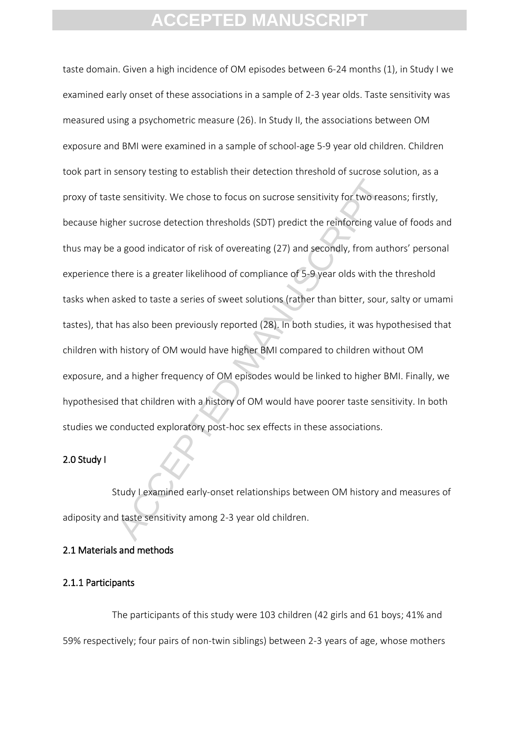taste domain. Given a high incidence of OM episodes between 6-24 months (1), in Study I we examined early onset of these associations in a sample of 2-3 year olds. Taste sensitivity was measured using a psychometric measure (26). In Study II, the associations between OM exposure and BMI were examined in a sample of school-age 5-9 year old children. Children took part in sensory testing to establish their detection threshold of sucrose solution, as a proxy of taste sensitivity. We chose to focus on sucrose sensitivity for two reasons; firstly, because higher sucrose detection thresholds (SDT) predict the reinforcing value of foods and thus may be a good indicator of risk of overeating (27) and secondly, from authors' personal experience there is a greater likelihood of compliance of 5-9 year olds with the threshold tasks when asked to taste a series of sweet solutions (rather than bitter, sour, salty or umami tastes), that has also been previously reported (28). In both studies, it was hypothesised that children with history of OM would have higher BMI compared to children without OM exposure, and a higher frequency of OM episodes would be linked to higher BMI. Finally, we hypothesised that children with a history of OM would have poorer taste sensitivity. In both studies we conducted exploratory post-hoc sex effects in these associations.

## 2.0 Study I

Study I examined early-onset relationships between OM history and measures of adiposity and taste sensitivity among 2-3 year old children.

### 2.1 Materials and methods

#### 2.1.1 Participants

The participants of this study were 103 children (42 girls and 61 boys; 41% and 59% respectively; four pairs of non-twin siblings) between 2-3 years of age, whose mothers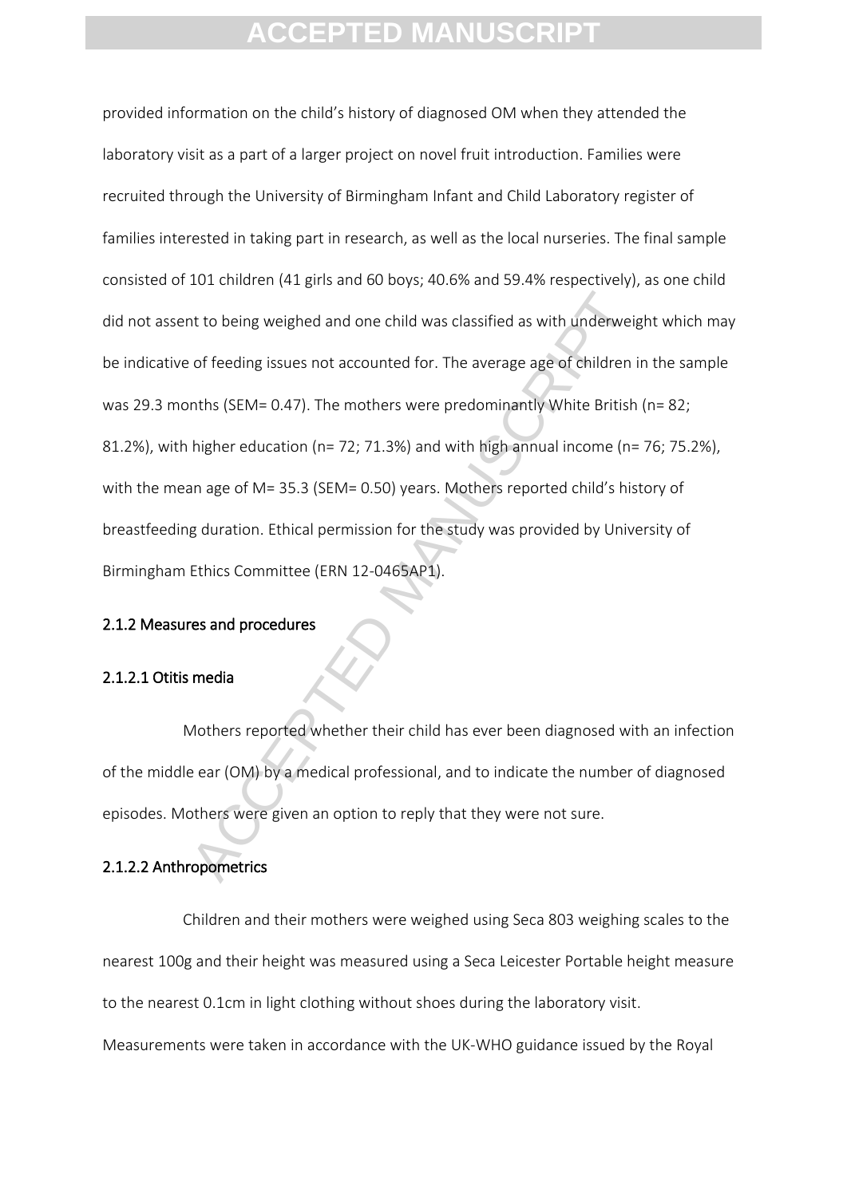provided information on the child's history of diagnosed OM when they attended the laboratory visit as a part of a larger project on novel fruit introduction. Families were recruited through the University of Birmingham Infant and Child Laboratory register of families interested in taking part in research, as well as the local nurseries. The final sample consisted of 101 children (41 girls and 60 boys; 40.6% and 59.4% respectively), as one child did not assent to being weighed and one child was classified as with underweight which may be indicative of feeding issues not accounted for. The average age of children in the sample was 29.3 months (SEM= 0.47). The mothers were predominantly White British (n= 82; 81.2%), with higher education (n= 72; 71.3%) and with high annual income (n= 76; 75.2%), with the mean age of M= 35.3 (SEM= 0.50) years. Mothers reported child's history of breastfeeding duration. Ethical permission for the study was provided by University of Birmingham Ethics Committee (ERN 12-0465AP1).

#### 2.1.2 Measures and procedures

##### 2.1.2.1 Otitis media

Mothers reported whether their child has ever been diagnosed with an infection of the middle ear (OM) by a medical professional, and to indicate the number of diagnosed episodes. Mothers were given an option to reply that they were not sure.

##### 2.1.2.2 Anthropometrics

Children and their mothers were weighed using Seca 803 weighing scales to the nearest 100g and their height was measured using a Seca Leicester Portable height measure to the nearest 0.1cm in light clothing without shoes during the laboratory visit. Measurements were taken in accordance with the UK-WHO guidance issued by the Royal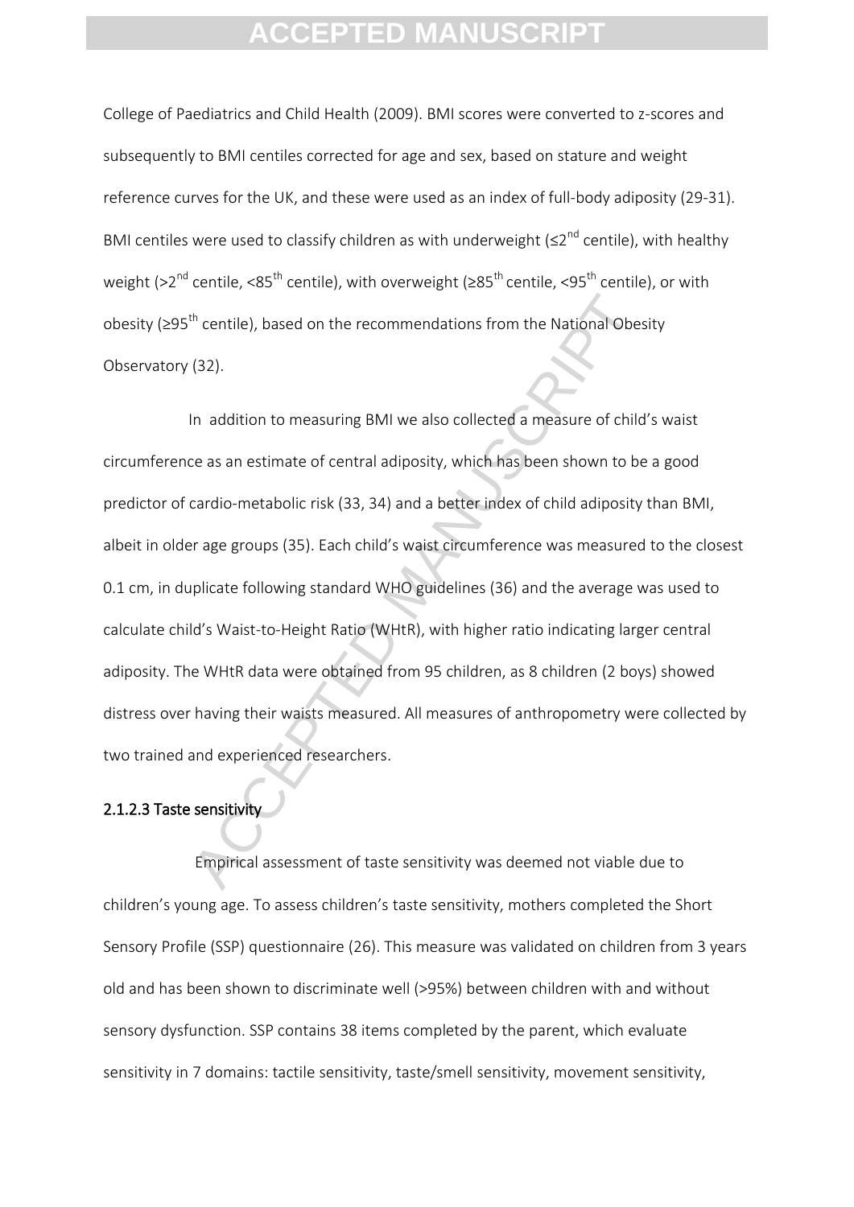College of Paediatrics and Child Health (2009). BMI scores were converted to z-scores and subsequently to BMI centiles corrected for age and sex, based on stature and weight reference curves for the UK, and these were used as an index of full-body adiposity (29-31). BMI centiles were used to classify children as with underweight (≤2$^{nd}$ centile), with healthy weight (>2$^{nd}$ centile, <85$^{th}$ centile), with overweight (≥85$^{th}$ centile, <95$^{th}$ centile), or with obesity (≥95$^{th}$ centile), based on the recommendations from the National Obesity Observatory (32).

In addition to measuring BMI we also collected a measure of child's waist circumference as an estimate of central adiposity, which has been shown to be a good predictor of cardio-metabolic risk (33, 34) and a better index of child adiposity than BMI, albeit in older age groups (35). Each child's waist circumference was measured to the closest 0.1 cm, in duplicate following standard WHO guidelines (36) and the average was used to calculate child's Waist-to-Height Ratio (WHtR), with higher ratio indicating larger central adiposity. The WHtR data were obtained from 95 children, as 8 children (2 boys) showed distress over having their waists measured. All measures of anthropometry were collected by two trained and experienced researchers.

#### 2.1.2.3 Taste sensitivity

Empirical assessment of taste sensitivity was deemed not viable due to children's young age. To assess children's taste sensitivity, mothers completed the Short Sensory Profile (SSP) questionnaire (26). This measure was validated on children from 3 years old and has been shown to discriminate well (>95%) between children with and without sensory dysfunction. SSP contains 38 items completed by the parent, which evaluate sensitivity in 7 domains: tactile sensitivity, taste/smell sensitivity, movement sensitivity,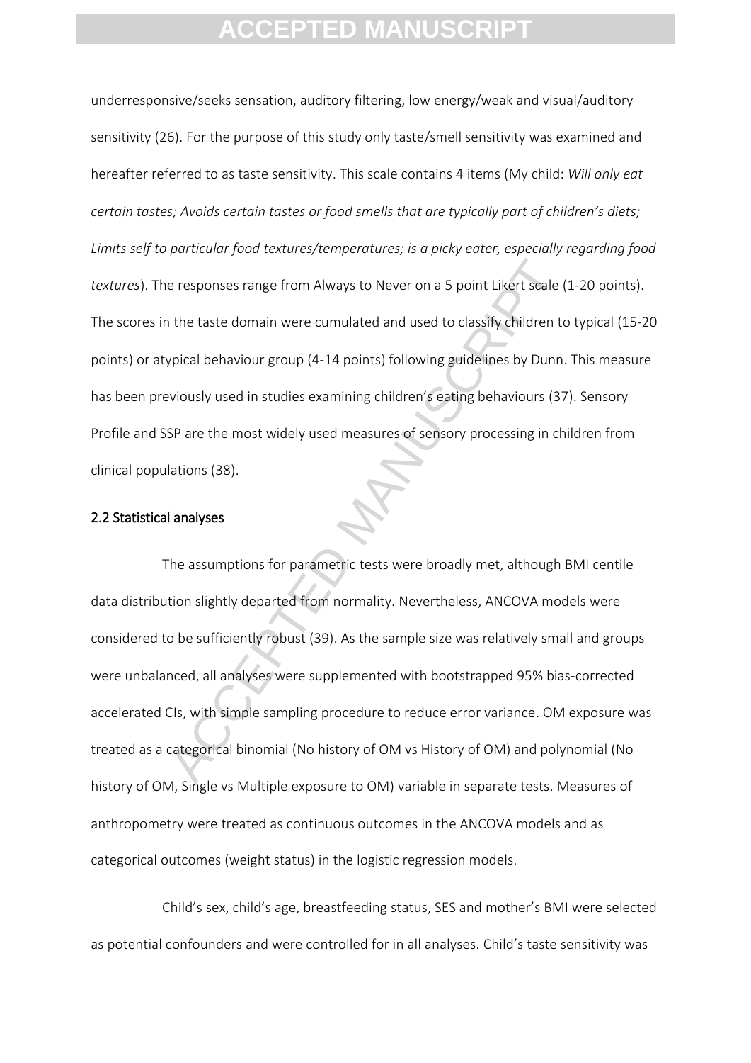underresponsive/seeks sensation, auditory filtering, low energy/weak and visual/auditory sensitivity (26). For the purpose of this study only taste/smell sensitivity was examined and hereafter referred to as taste sensitivity. This scale contains 4 items (My child: *Will only eat certain tastes; Avoids certain tastes or food smells that are typically part of children's diets; Limits self to particular food textures/temperatures; is a picky eater, especially regarding food textures*). The responses range from Always to Never on a 5 point Likert scale (1-20 points). The scores in the taste domain were cumulated and used to classify children to typical (15-20 points) or atypical behaviour group (4-14 points) following guidelines by Dunn. This measure has been previously used in studies examining children's eating behaviours (37). Sensory Profile and SSP are the most widely used measures of sensory processing in children from clinical populations (38).

## 2.2 Statistical analyses

The assumptions for parametric tests were broadly met, although BMI centile data distribution slightly departed from normality. Nevertheless, ANCOVA models were considered to be sufficiently robust (39). As the sample size was relatively small and groups were unbalanced, all analyses were supplemented with bootstrapped 95% bias-corrected accelerated CIs, with simple sampling procedure to reduce error variance. OM exposure was treated as a categorical binomial (No history of OM vs History of OM) and polynomial (No history of OM, Single vs Multiple exposure to OM) variable in separate tests. Measures of anthropometry were treated as continuous outcomes in the ANCOVA models and as categorical outcomes (weight status) in the logistic regression models.

Child's sex, child's age, breastfeeding status, SES and mother's BMI were selected as potential confounders and were controlled for in all analyses. Child's taste sensitivity was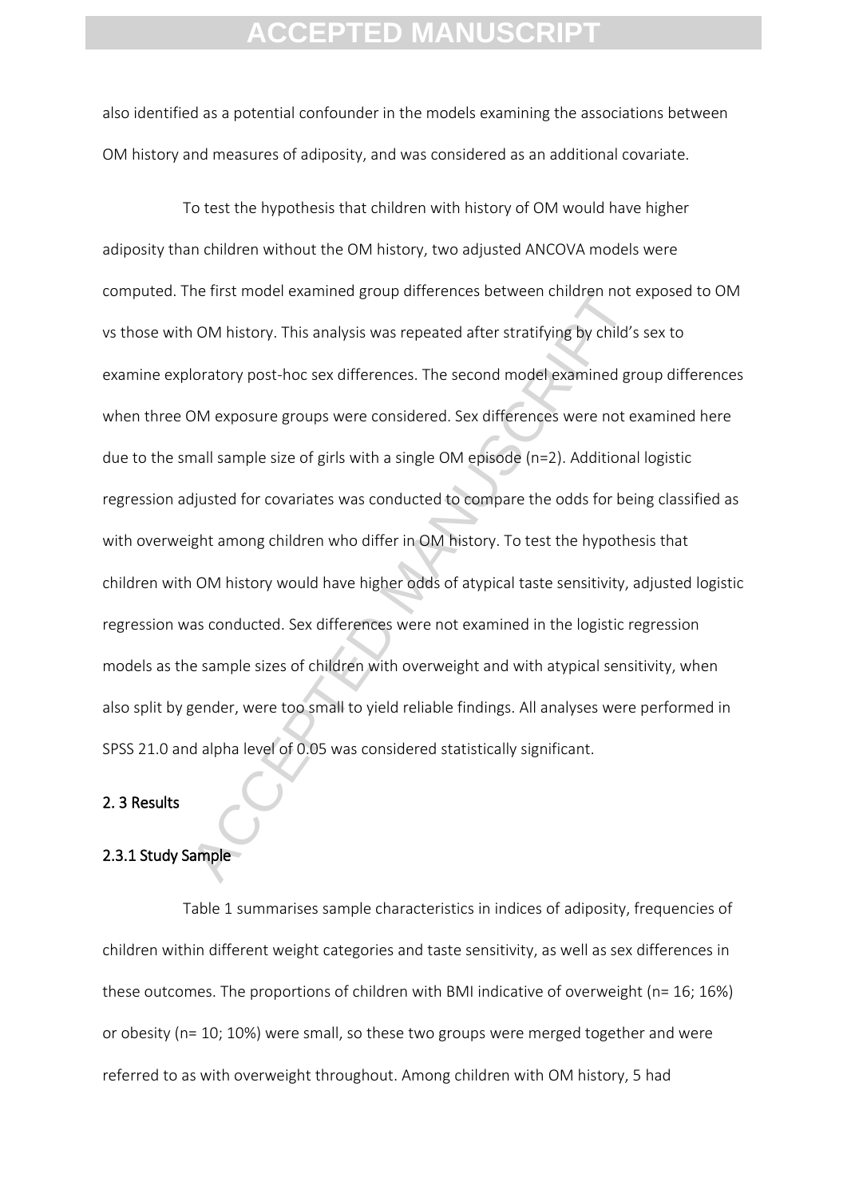also identified as a potential confounder in the models examining the associations between OM history and measures of adiposity, and was considered as an additional covariate.

To test the hypothesis that children with history of OM would have higher adiposity than children without the OM history, two adjusted ANCOVA models were computed. The first model examined group differences between children not exposed to OM vs those with OM history. This analysis was repeated after stratifying by child's sex to examine exploratory post-hoc sex differences. The second model examined group differences when three OM exposure groups were considered. Sex differences were not examined here due to the small sample size of girls with a single OM episode (n=2). Additional logistic regression adjusted for covariates was conducted to compare the odds for being classified as with overweight among children who differ in OM history. To test the hypothesis that children with OM history would have higher odds of atypical taste sensitivity, adjusted logistic regression was conducted. Sex differences were not examined in the logistic regression models as the sample sizes of children with overweight and with atypical sensitivity, when also split by gender, were too small to yield reliable findings. All analyses were performed in SPSS 21.0 and alpha level of 0.05 was considered statistically significant.

## 2. 3 Results

### 2.3.1 Study Sample

Table 1 summarises sample characteristics in indices of adiposity, frequencies of children within different weight categories and taste sensitivity, as well as sex differences in these outcomes. The proportions of children with BMI indicative of overweight (n= 16; 16%) or obesity (n= 10; 10%) were small, so these two groups were merged together and were referred to as with overweight throughout. Among children with OM history, 5 had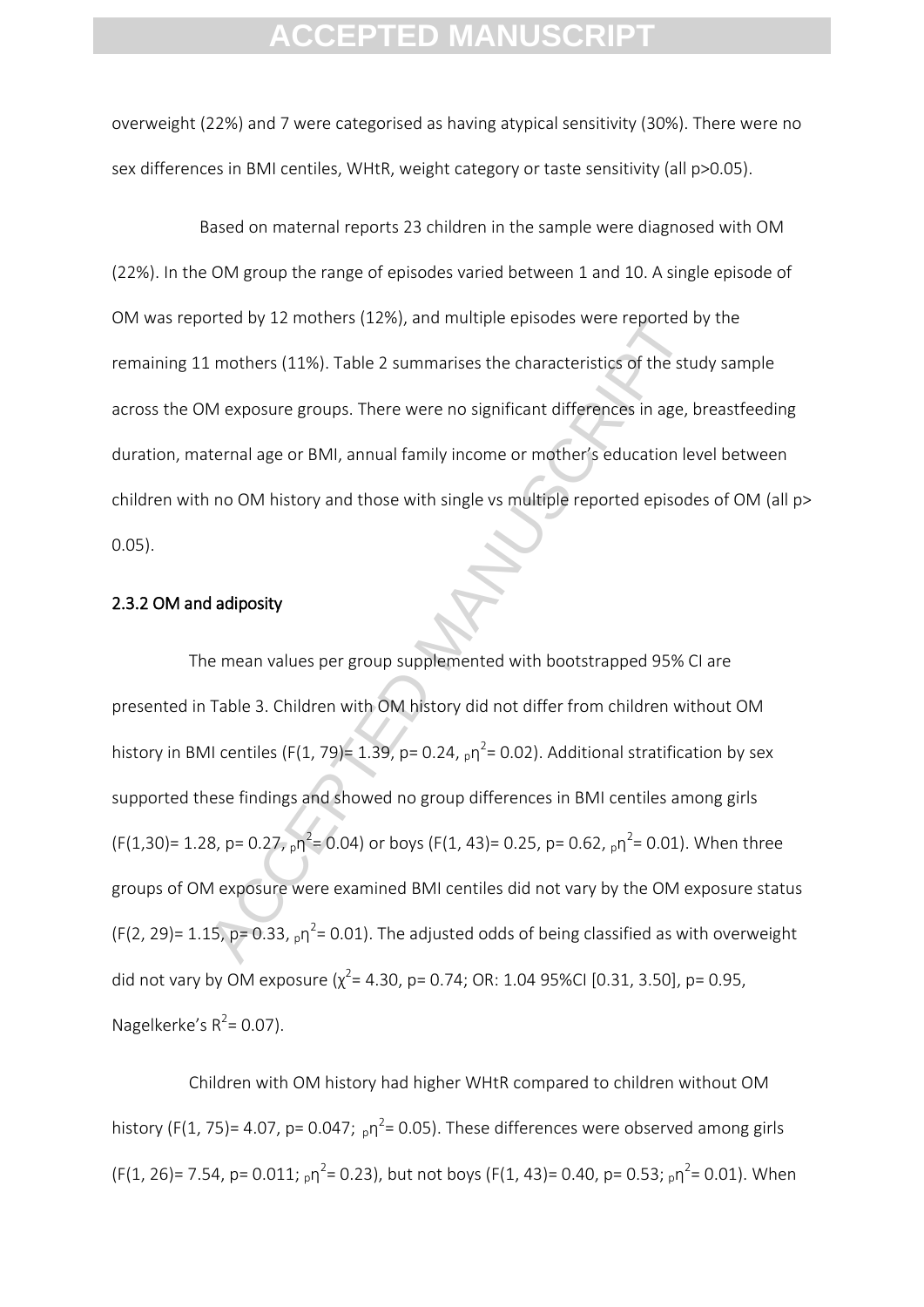overweight (22%) and 7 were categorised as having atypical sensitivity (30%). There were no sex differences in BMI centiles, WHtR, weight category or taste sensitivity (all p>0.05).

Based on maternal reports 23 children in the sample were diagnosed with OM (22%). In the OM group the range of episodes varied between 1 and 10. A single episode of OM was reported by 12 mothers (12%), and multiple episodes were reported by the remaining 11 mothers (11%). Table 2 summarises the characteristics of the study sample across the OM exposure groups. There were no significant differences in age, breastfeeding duration, maternal age or BMI, annual family income or mother's education level between children with no OM history and those with single vs multiple reported episodes of OM (all p> 0.05).

### 2.3.2 OM and adiposity

The mean values per group supplemented with bootstrapped 95% CI are presented in Table 3. Children with OM history did not differ from children without OM history in BMI centiles ($F(1, 79)= 1.39$, $p= 0.24$, ${}_p\eta^2= 0.02$). Additional stratification by sex supported these findings and showed no group differences in BMI centiles among girls ($F(1,30)= 1.28$, $p= 0.27$, ${}_p\eta^2= 0.04$) or boys ($F(1, 43)= 0.25$, $p= 0.62$, ${}_p\eta^2= 0.01$). When three groups of OM exposure were examined BMI centiles did not vary by the OM exposure status ($F(2, 29)= 1.15$, $p= 0.33$, ${}_p\eta^2= 0.01$). The adjusted odds of being classified as with overweight did not vary by OM exposure ($\chi^2= 4.30$, $p= 0.74$; OR: 1.04 95%CI [0.31, 3.50], $p= 0.95$, Nagelkerke's $R^2= 0.07$).

Children with OM history had higher WHtR compared to children without OM history ($F(1, 75)= 4.07$, $p= 0.047$; ${}_p\eta^2= 0.05$). These differences were observed among girls ($F(1, 26)= 7.54$, $p= 0.011$; ${}_p\eta^2= 0.23$), but not boys ($F(1, 43)= 0.40$, $p= 0.53$; ${}_p\eta^2= 0.01$). When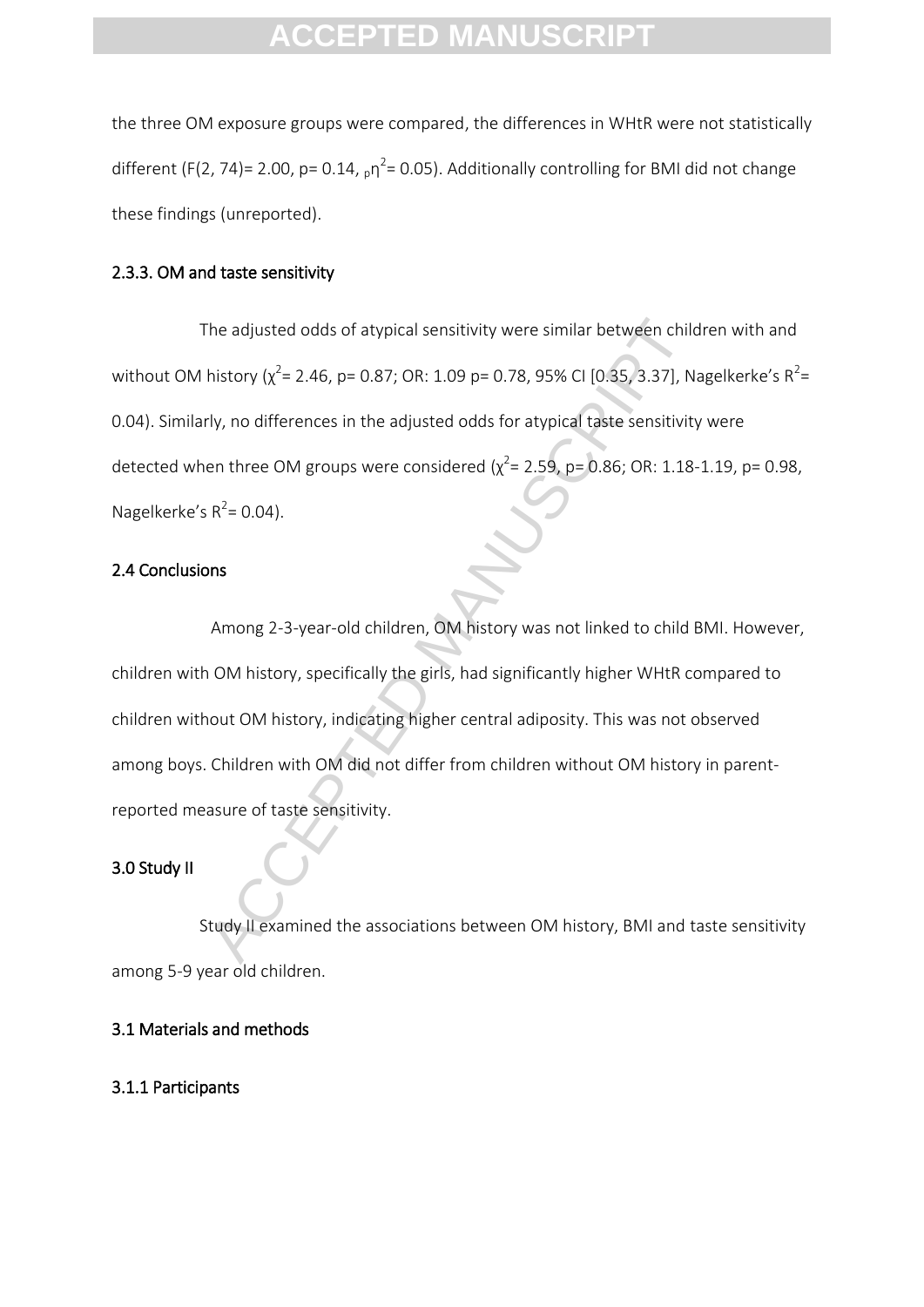the three OM exposure groups were compared, the differences in WHtR were not statistically different ($F(2, 74)= 2.00$, $p= 0.14$, ${}_{p}\eta^2= 0.05$). Additionally controlling for BMI did not change these findings (unreported).

### 2.3.3. OM and taste sensitivity

The adjusted odds of atypical sensitivity were similar between children with and without OM history ($\chi^2= 2.46$, $p= 0.87$; OR: 1.09 $p= 0.78$, 95% CI [0.35, 3.37], Nagelkerke's $R^2= 0.04$). Similarly, no differences in the adjusted odds for atypical taste sensitivity were detected when three OM groups were considered ($\chi^2= 2.59$, $p= 0.86$; OR: 1.18-1.19, $p= 0.98$, Nagelkerke's $R^2= 0.04$).

### 2.4 Conclusions

Among 2-3-year-old children, OM history was not linked to child BMI. However, children with OM history, specifically the girls, had significantly higher WHtR compared to children without OM history, indicating higher central adiposity. This was not observed among boys. Children with OM did not differ from children without OM history in parent-reported measure of taste sensitivity.

## 3.0 Study II

Study II examined the associations between OM history, BMI and taste sensitivity among 5-9 year old children.

### 3.1 Materials and methods

#### 3.1.1 Participants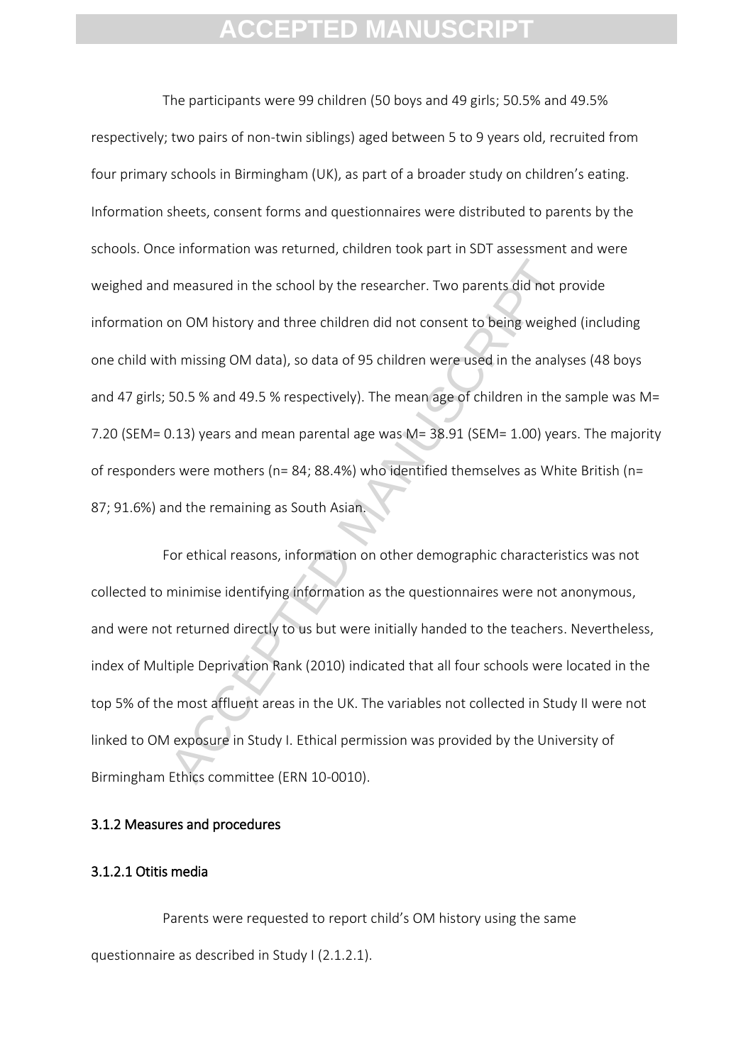The participants were 99 children (50 boys and 49 girls; 50.5% and 49.5% respectively; two pairs of non-twin siblings) aged between 5 to 9 years old, recruited from four primary schools in Birmingham (UK), as part of a broader study on children's eating. Information sheets, consent forms and questionnaires were distributed to parents by the schools. Once information was returned, children took part in SDT assessment and were weighed and measured in the school by the researcher. Two parents did not provide information on OM history and three children did not consent to being weighed (including one child with missing OM data), so data of 95 children were used in the analyses (48 boys and 47 girls; 50.5 % and 49.5 % respectively). The mean age of children in the sample was M= 7.20 (SEM= 0.13) years and mean parental age was M= 38.91 (SEM= 1.00) years. The majority of responders were mothers (n= 84; 88.4%) who identified themselves as White British (n= 87; 91.6%) and the remaining as South Asian.

For ethical reasons, information on other demographic characteristics was not collected to minimise identifying information as the questionnaires were not anonymous, and were not returned directly to us but were initially handed to the teachers. Nevertheless, index of Multiple Deprivation Rank (2010) indicated that all four schools were located in the top 5% of the most affluent areas in the UK. The variables not collected in Study II were not linked to OM exposure in Study I. Ethical permission was provided by the University of Birmingham Ethics committee (ERN 10-0010).

### 3.1.2 Measures and procedures

#### 3.1.2.1 Otitis media

Parents were requested to report child's OM history using the same questionnaire as described in Study I (2.1.2.1).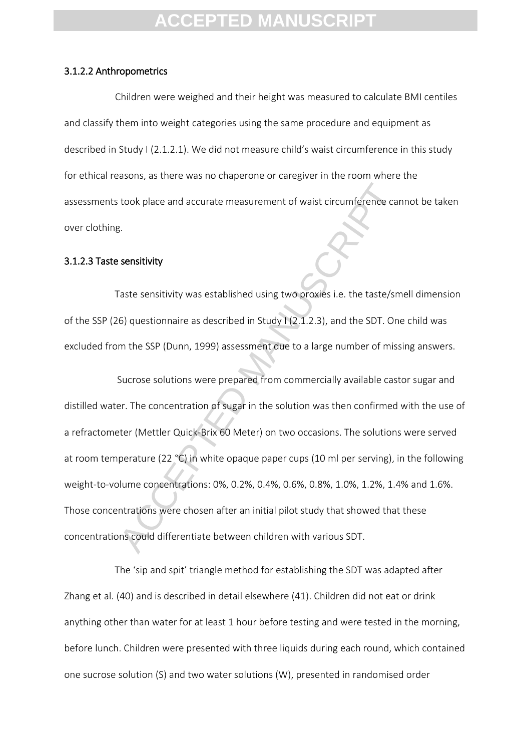#### 3.1.2.2 Anthropometrics

Children were weighed and their height was measured to calculate BMI centiles and classify them into weight categories using the same procedure and equipment as described in Study I (2.1.2.1). We did not measure child's waist circumference in this study for ethical reasons, as there was no chaperone or caregiver in the room where the assessments took place and accurate measurement of waist circumference cannot be taken over clothing.

#### 3.1.2.3 Taste sensitivity

Taste sensitivity was established using two proxies i.e. the taste/smell dimension of the SSP (26) questionnaire as described in Study I (2.1.2.3), and the SDT. One child was excluded from the SSP (Dunn, 1999) assessment due to a large number of missing answers.

Sucrose solutions were prepared from commercially available castor sugar and distilled water. The concentration of sugar in the solution was then confirmed with the use of a refractometer (Mettler Quick-Brix 60 Meter) on two occasions. The solutions were served at room temperature (22 °C) in white opaque paper cups (10 ml per serving), in the following weight-to-volume concentrations: 0%, 0.2%, 0.4%, 0.6%, 0.8%, 1.0%, 1.2%, 1.4% and 1.6%. Those concentrations were chosen after an initial pilot study that showed that these concentrations could differentiate between children with various SDT.

The 'sip and spit' triangle method for establishing the SDT was adapted after Zhang et al. (40) and is described in detail elsewhere (41). Children did not eat or drink anything other than water for at least 1 hour before testing and were tested in the morning, before lunch. Children were presented with three liquids during each round, which contained one sucrose solution (S) and two water solutions (W), presented in randomised order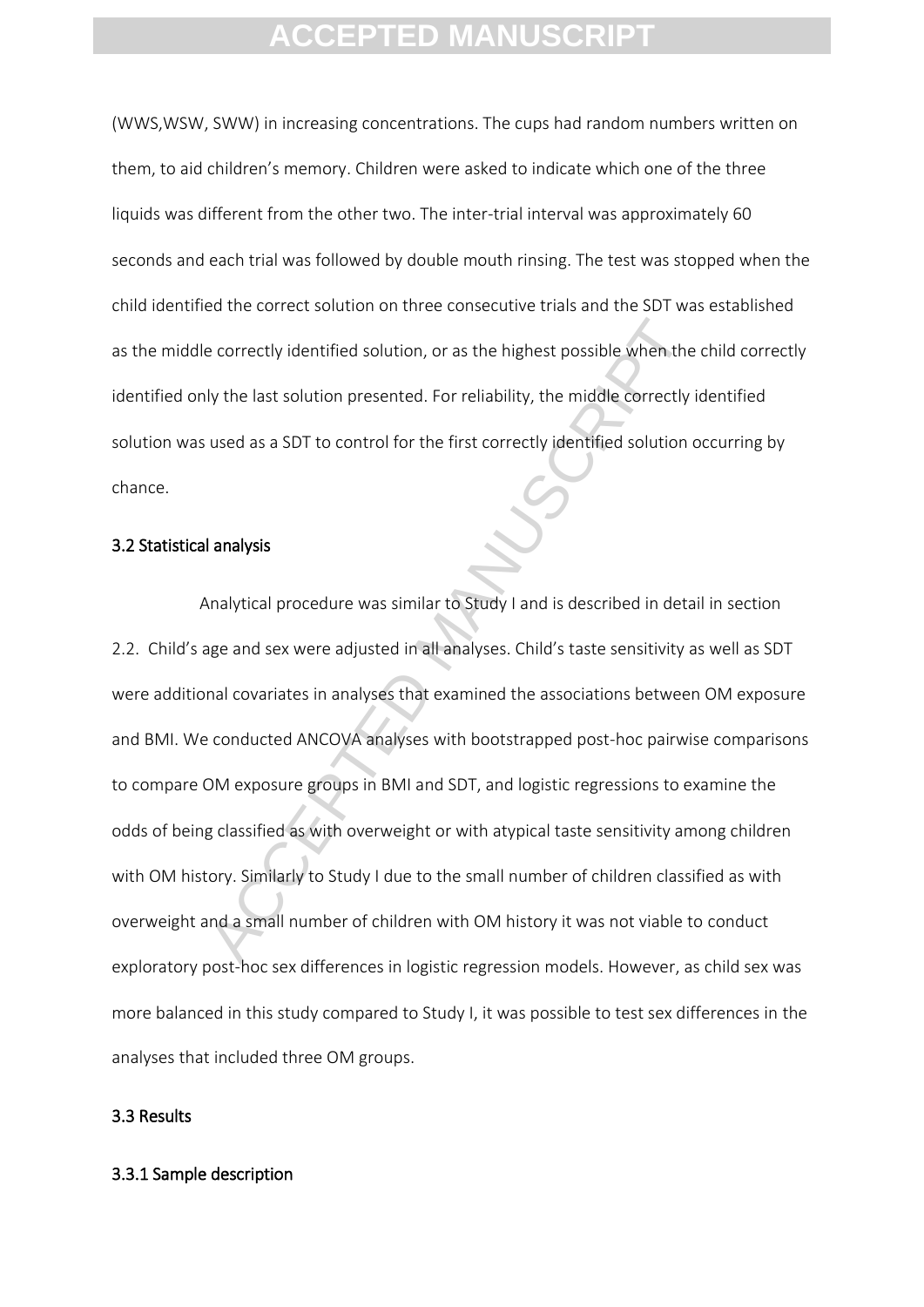(WWS,WSW, SWW) in increasing concentrations. The cups had random numbers written on them, to aid children's memory. Children were asked to indicate which one of the three liquids was different from the other two. The inter-trial interval was approximately 60 seconds and each trial was followed by double mouth rinsing. The test was stopped when the child identified the correct solution on three consecutive trials and the SDT was established as the middle correctly identified solution, or as the highest possible when the child correctly identified only the last solution presented. For reliability, the middle correctly identified solution was used as a SDT to control for the first correctly identified solution occurring by chance.

### 3.2 Statistical analysis

Analytical procedure was similar to Study I and is described in detail in section 2.2. Child's age and sex were adjusted in all analyses. Child's taste sensitivity as well as SDT were additional covariates in analyses that examined the associations between OM exposure and BMI. We conducted ANCOVA analyses with bootstrapped post-hoc pairwise comparisons to compare OM exposure groups in BMI and SDT, and logistic regressions to examine the odds of being classified as with overweight or with atypical taste sensitivity among children with OM history. Similarly to Study I due to the small number of children classified as with overweight and a small number of children with OM history it was not viable to conduct exploratory post-hoc sex differences in logistic regression models. However, as child sex was more balanced in this study compared to Study I, it was possible to test sex differences in the analyses that included three OM groups.

### 3.3 Results

#### 3.3.1 Sample description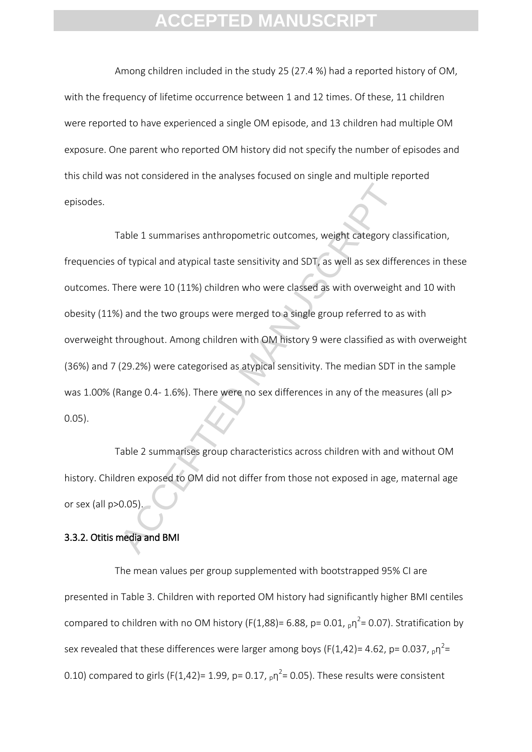Among children included in the study 25 (27.4 %) had a reported history of OM, with the frequency of lifetime occurrence between 1 and 12 times. Of these, 11 children were reported to have experienced a single OM episode, and 13 children had multiple OM exposure. One parent who reported OM history did not specify the number of episodes and this child was not considered in the analyses focused on single and multiple reported episodes.

Table 1 summarises anthropometric outcomes, weight category classification, frequencies of typical and atypical taste sensitivity and SDT, as well as sex differences in these outcomes. There were 10 (11%) children who were classed as with overweight and 10 with obesity (11%) and the two groups were merged to a single group referred to as with overweight throughout. Among children with OM history 9 were classified as with overweight (36%) and 7 (29.2%) were categorised as atypical sensitivity. The median SDT in the sample was 1.00% (Range 0.4- 1.6%). There were no sex differences in any of the measures (all $p > 0.05$).

Table 2 summarises group characteristics across children with and without OM history. Children exposed to OM did not differ from those not exposed in age, maternal age or sex (all $p > 0.05$).

### 3.3.2. Otitis media and BMI

The mean values per group supplemented with bootstrapped 95% CI are presented in Table 3. Children with reported OM history had significantly higher BMI centiles compared to children with no OM history ($F(1,88) = 6.88$, $p = 0.01$, ${}_{p}\eta^2 = 0.07$). Stratification by sex revealed that these differences were larger among boys ($F(1,42) = 4.62$, $p = 0.037$, ${}_{p}\eta^2 = 0.10$) compared to girls ($F(1,42) = 1.99$, $p = 0.17$, ${}_{p}\eta^2 = 0.05$). These results were consistent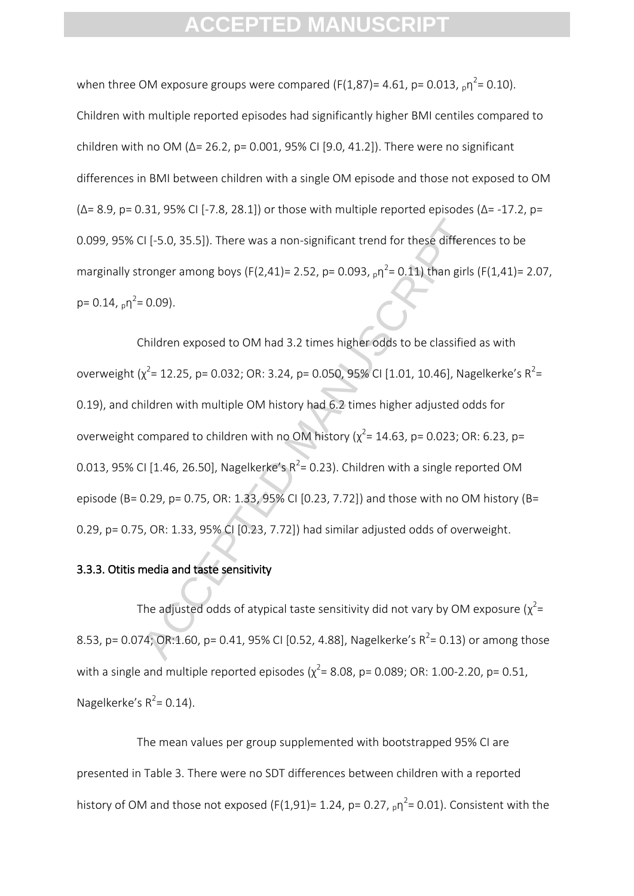when three OM exposure groups were compared ($F(1,87)= 4.61$, $p= 0.013$, $_p\eta^2= 0.10$). Children with multiple reported episodes had significantly higher BMI centiles compared to children with no OM ($\Delta= 26.2$, $p= 0.001$, 95% CI [9.0, 41.2]). There were no significant differences in BMI between children with a single OM episode and those not exposed to OM ($\Delta= 8.9$, $p= 0.31$, 95% CI [-7.8, 28.1]) or those with multiple reported episodes ($\Delta= -17.2$, $p= 0.099$, 95% CI [-5.0, 35.5]). There was a non-significant trend for these differences to be marginally stronger among boys ($F(2,41)= 2.52$, $p= 0.093$, $_p\eta^2= 0.11$) than girls ($F(1,41)= 2.07$, $p= 0.14$, $_p\eta^2= 0.09$).

Children exposed to OM had 3.2 times higher odds to be classified as with overweight ($\chi^2= 12.25$, $p= 0.032$; OR: 3.24, $p= 0.050$, 95% CI [1.01, 10.46], Nagelkerke's $R^2= 0.19$), and children with multiple OM history had 6.2 times higher adjusted odds for overweight compared to children with no OM history ($\chi^2= 14.63$, $p= 0.023$; OR: 6.23, $p= 0.013$, 95% CI [1.46, 26.50], Nagelkerke's $R^2= 0.23$). Children with a single reported OM episode ($B= 0.29$, $p= 0.75$, OR: 1.33, 95% CI [0.23, 7.72]) and those with no OM history ($B= 0.29$, $p= 0.75$, OR: 1.33, 95% CI [0.23, 7.72]) had similar adjusted odds of overweight.

### 3.3.3. Otitis media and taste sensitivity

The adjusted odds of atypical taste sensitivity did not vary by OM exposure ($\chi^2= 8.53$, $p= 0.074$; OR:1.60, $p= 0.41$, 95% CI [0.52, 4.88], Nagelkerke's $R^2= 0.13$) or among those with a single and multiple reported episodes ($\chi^2= 8.08$, $p= 0.089$; OR: 1.00-2.20, $p= 0.51$, Nagelkerke's $R^2= 0.14$).

The mean values per group supplemented with bootstrapped 95% CI are presented in Table 3. There were no SDT differences between children with a reported history of OM and those not exposed ($F(1,91)= 1.24$, $p= 0.27$, $_p\eta^2= 0.01$). Consistent with the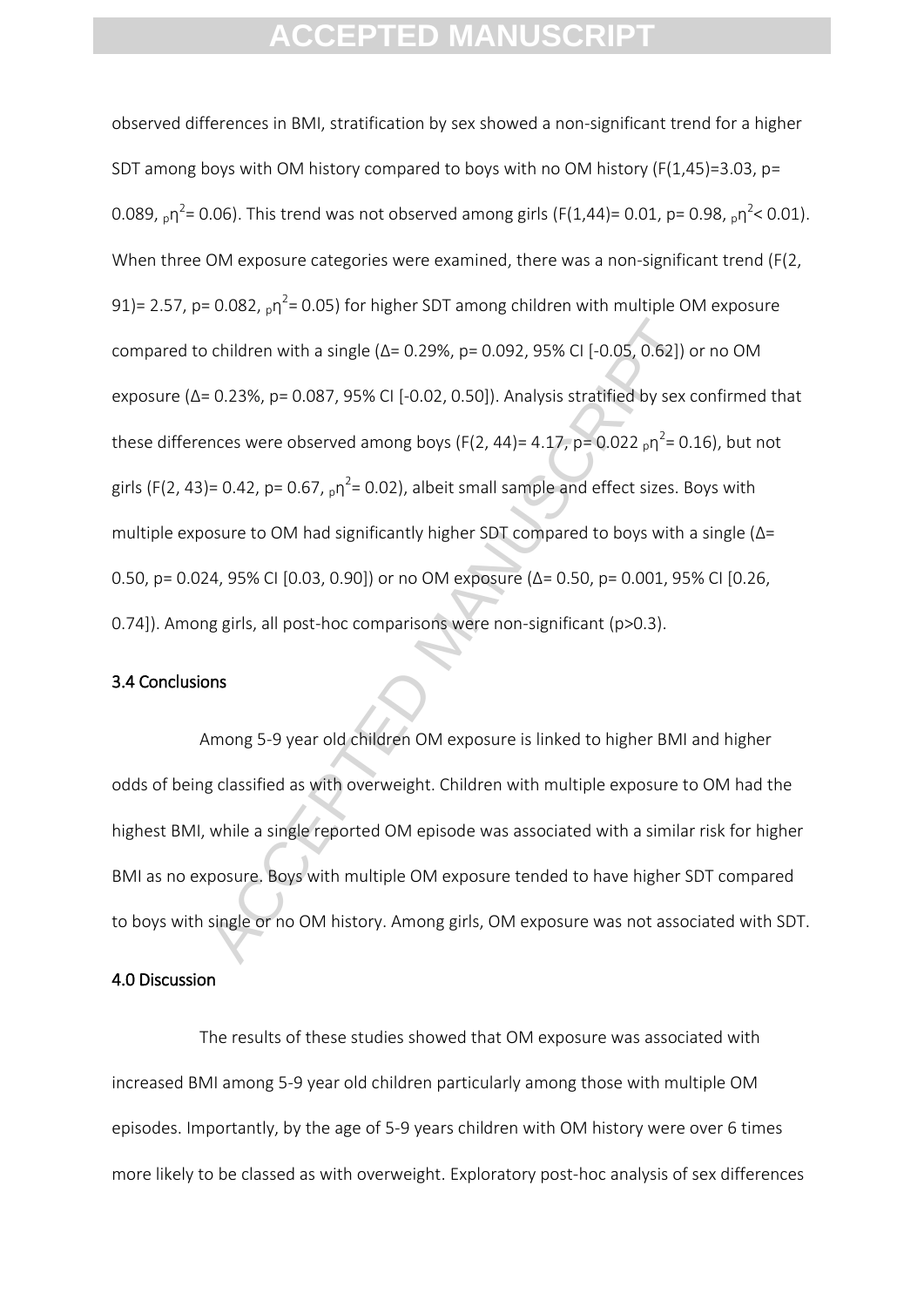observed differences in BMI, stratification by sex showed a non-significant trend for a higher SDT among boys with OM history compared to boys with no OM history ($F(1,45)=3.03$, $p=0.089$, ${}_p\eta^2=0.06$). This trend was not observed among girls ($F(1,44)=0.01$, $p=0.98$, ${}_p\eta^2<0.01$). When three OM exposure categories were examined, there was a non-significant trend ($F(2, 91)=2.57$, $p=0.082$, ${}_p\eta^2=0.05$) for higher SDT among children with multiple OM exposure compared to children with a single ($\Delta=0.29\%$, $p=0.092$, 95% CI [-0.05, 0.62]) or no OM exposure ($\Delta=0.23\%$, $p=0.087$, 95% CI [-0.02, 0.50]). Analysis stratified by sex confirmed that these differences were observed among boys ($F(2, 44)=4.17$, $p=0.022$ ${}_p\eta^2=0.16$), but not girls ($F(2, 43)=0.42$, $p=0.67$, ${}_p\eta^2=0.02$), albeit small sample and effect sizes. Boys with multiple exposure to OM had significantly higher SDT compared to boys with a single ($\Delta=0.50$, $p=0.024$, 95% CI [0.03, 0.90]) or no OM exposure ($\Delta=0.50$, $p=0.001$, 95% CI [0.26, 0.74]). Among girls, all post-hoc comparisons were non-significant ($p>0.3$).

### 3.4 Conclusions

Among 5-9 year old children OM exposure is linked to higher BMI and higher odds of being classified as with overweight. Children with multiple exposure to OM had the highest BMI, while a single reported OM episode was associated with a similar risk for higher BMI as no exposure. Boys with multiple OM exposure tended to have higher SDT compared to boys with single or no OM history. Among girls, OM exposure was not associated with SDT.

## 4.0 Discussion

The results of these studies showed that OM exposure was associated with increased BMI among 5-9 year old children particularly among those with multiple OM episodes. Importantly, by the age of 5-9 years children with OM history were over 6 times more likely to be classed as with overweight. Exploratory post-hoc analysis of sex differences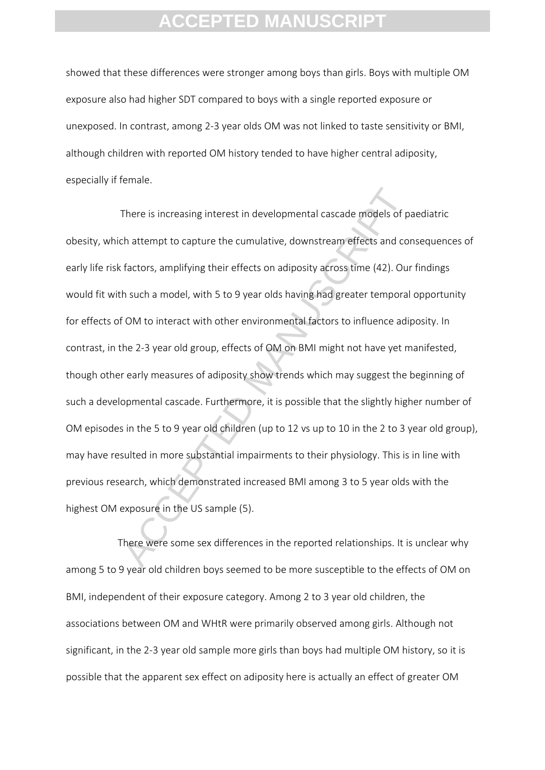showed that these differences were stronger among boys than girls. Boys with multiple OM exposure also had higher SDT compared to boys with a single reported exposure or unexposed. In contrast, among 2-3 year olds OM was not linked to taste sensitivity or BMI, although children with reported OM history tended to have higher central adiposity, especially if female.

There is increasing interest in developmental cascade models of paediatric obesity, which attempt to capture the cumulative, downstream effects and consequences of early life risk factors, amplifying their effects on adiposity across time (42). Our findings would fit with such a model, with 5 to 9 year olds having had greater temporal opportunity for effects of OM to interact with other environmental factors to influence adiposity. In contrast, in the 2-3 year old group, effects of OM on BMI might not have yet manifested, though other early measures of adiposity show trends which may suggest the beginning of such a developmental cascade. Furthermore, it is possible that the slightly higher number of OM episodes in the 5 to 9 year old children (up to 12 vs up to 10 in the 2 to 3 year old group), may have resulted in more substantial impairments to their physiology. This is in line with previous research, which demonstrated increased BMI among 3 to 5 year olds with the highest OM exposure in the US sample (5).

There were some sex differences in the reported relationships. It is unclear why among 5 to 9 year old children boys seemed to be more susceptible to the effects of OM on BMI, independent of their exposure category. Among 2 to 3 year old children, the associations between OM and WHtR were primarily observed among girls. Although not significant, in the 2-3 year old sample more girls than boys had multiple OM history, so it is possible that the apparent sex effect on adiposity here is actually an effect of greater OM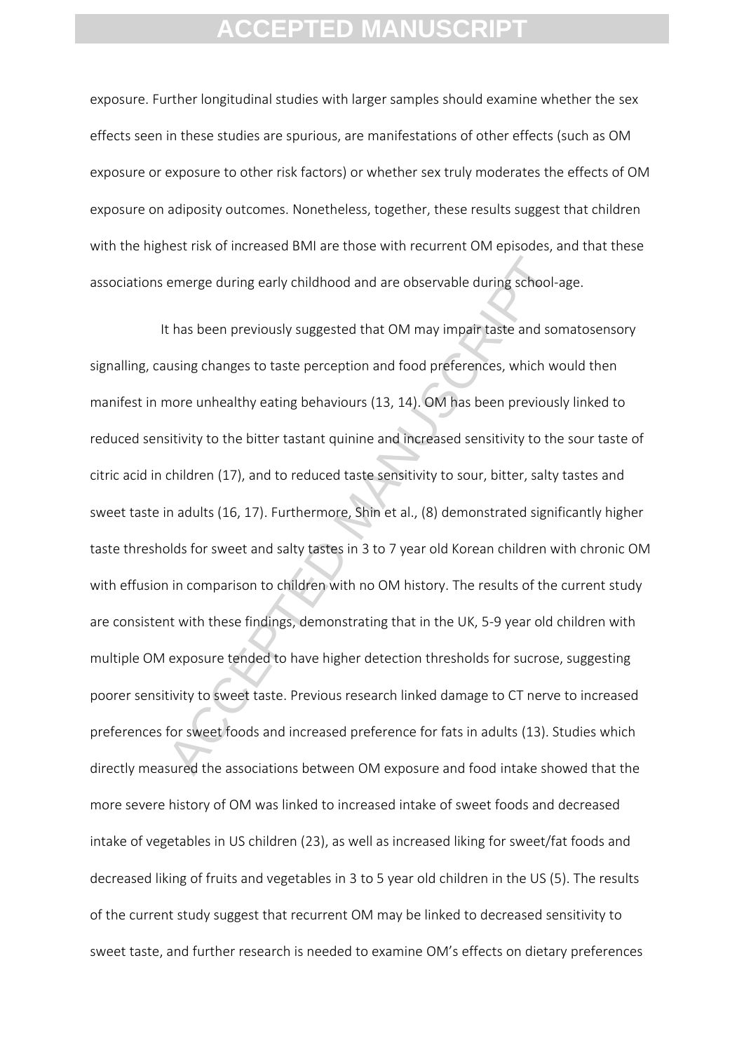exposure. Further longitudinal studies with larger samples should examine whether the sex effects seen in these studies are spurious, are manifestations of other effects (such as OM exposure or exposure to other risk factors) or whether sex truly moderates the effects of OM exposure on adiposity outcomes. Nonetheless, together, these results suggest that children with the highest risk of increased BMI are those with recurrent OM episodes, and that these associations emerge during early childhood and are observable during school-age.

It has been previously suggested that OM may impair taste and somatosensory signalling, causing changes to taste perception and food preferences, which would then manifest in more unhealthy eating behaviours (13, 14). OM has been previously linked to reduced sensitivity to the bitter tastant quinine and increased sensitivity to the sour taste of citric acid in children (17), and to reduced taste sensitivity to sour, bitter, salty tastes and sweet taste in adults (16, 17). Furthermore, Shin et al., (8) demonstrated significantly higher taste thresholds for sweet and salty tastes in 3 to 7 year old Korean children with chronic OM with effusion in comparison to children with no OM history. The results of the current study are consistent with these findings, demonstrating that in the UK, 5-9 year old children with multiple OM exposure tended to have higher detection thresholds for sucrose, suggesting poorer sensitivity to sweet taste. Previous research linked damage to CT nerve to increased preferences for sweet foods and increased preference for fats in adults (13). Studies which directly measured the associations between OM exposure and food intake showed that the more severe history of OM was linked to increased intake of sweet foods and decreased intake of vegetables in US children (23), as well as increased liking for sweet/fat foods and decreased liking of fruits and vegetables in 3 to 5 year old children in the US (5). The results of the current study suggest that recurrent OM may be linked to decreased sensitivity to sweet taste, and further research is needed to examine OM's effects on dietary preferences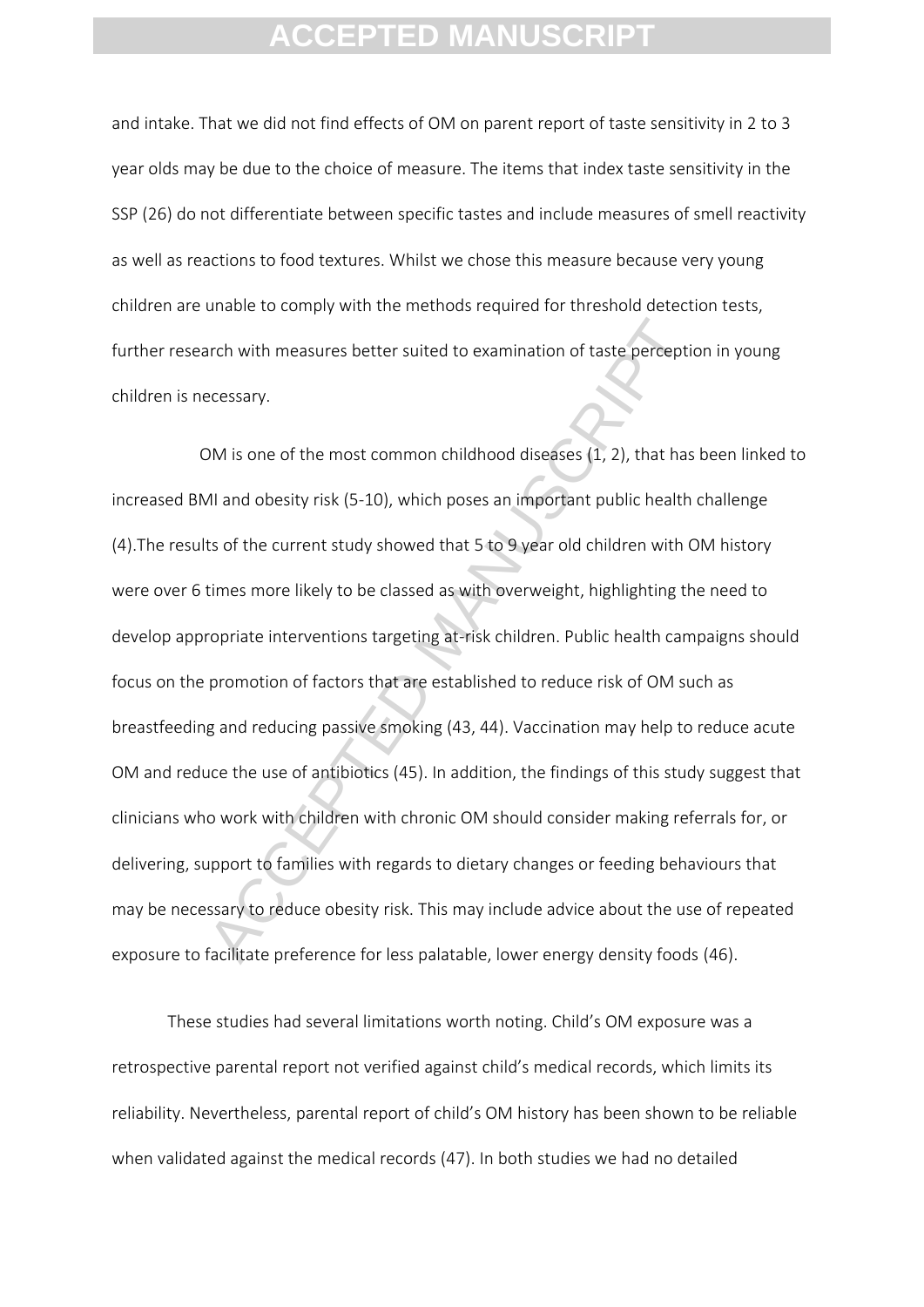and intake. That we did not find effects of OM on parent report of taste sensitivity in 2 to 3 year olds may be due to the choice of measure. The items that index taste sensitivity in the SSP (26) do not differentiate between specific tastes and include measures of smell reactivity as well as reactions to food textures. Whilst we chose this measure because very young children are unable to comply with the methods required for threshold detection tests, further research with measures better suited to examination of taste perception in young children is necessary.

OM is one of the most common childhood diseases (1, 2), that has been linked to increased BMI and obesity risk (5-10), which poses an important public health challenge (4).The results of the current study showed that 5 to 9 year old children with OM history were over 6 times more likely to be classed as with overweight, highlighting the need to develop appropriate interventions targeting at-risk children. Public health campaigns should focus on the promotion of factors that are established to reduce risk of OM such as breastfeeding and reducing passive smoking (43, 44). Vaccination may help to reduce acute OM and reduce the use of antibiotics (45). In addition, the findings of this study suggest that clinicians who work with children with chronic OM should consider making referrals for, or delivering, support to families with regards to dietary changes or feeding behaviours that may be necessary to reduce obesity risk. This may include advice about the use of repeated exposure to facilitate preference for less palatable, lower energy density foods (46).

These studies had several limitations worth noting. Child's OM exposure was a retrospective parental report not verified against child's medical records, which limits its reliability. Nevertheless, parental report of child's OM history has been shown to be reliable when validated against the medical records (47). In both studies we had no detailed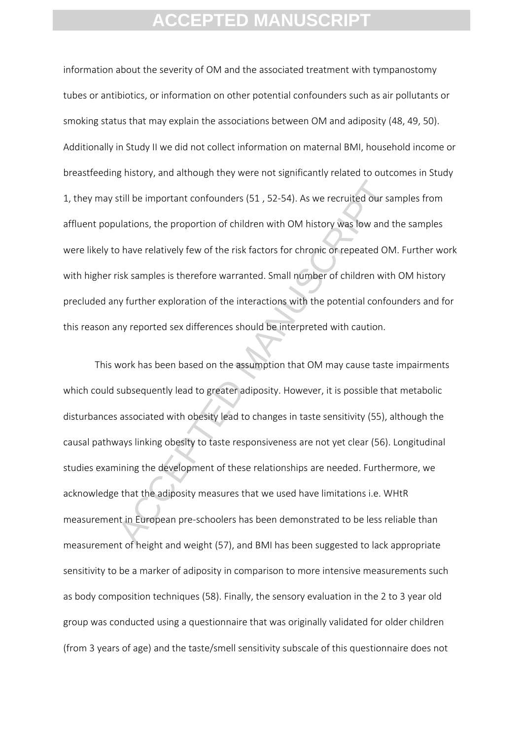information about the severity of OM and the associated treatment with tympanostomy tubes or antibiotics, or information on other potential confounders such as air pollutants or smoking status that may explain the associations between OM and adiposity (48, 49, 50). Additionally in Study II we did not collect information on maternal BMI, household income or breastfeeding history, and although they were not significantly related to outcomes in Study 1, they may still be important confounders (51 , 52-54). As we recruited our samples from affluent populations, the proportion of children with OM history was low and the samples were likely to have relatively few of the risk factors for chronic or repeated OM. Further work with higher risk samples is therefore warranted. Small number of children with OM history precluded any further exploration of the interactions with the potential confounders and for this reason any reported sex differences should be interpreted with caution.

This work has been based on the assumption that OM may cause taste impairments which could subsequently lead to greater adiposity. However, it is possible that metabolic disturbances associated with obesity lead to changes in taste sensitivity (55), although the causal pathways linking obesity to taste responsiveness are not yet clear (56). Longitudinal studies examining the development of these relationships are needed. Furthermore, we acknowledge that the adiposity measures that we used have limitations i.e. WHtR measurement in European pre-schoolers has been demonstrated to be less reliable than measurement of height and weight (57), and BMI has been suggested to lack appropriate sensitivity to be a marker of adiposity in comparison to more intensive measurements such as body composition techniques (58). Finally, the sensory evaluation in the 2 to 3 year old group was conducted using a questionnaire that was originally validated for older children (from 3 years of age) and the taste/smell sensitivity subscale of this questionnaire does not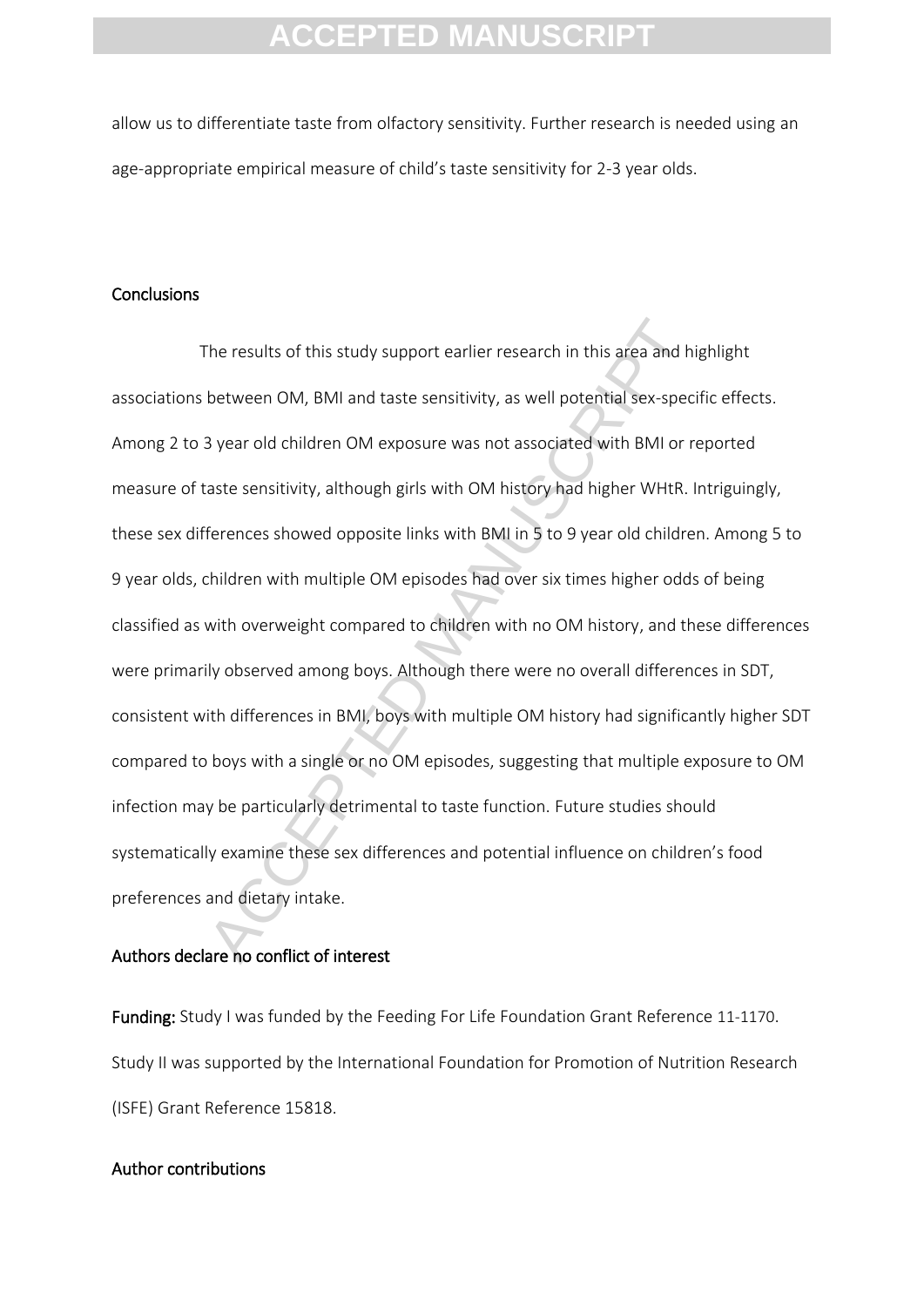allow us to differentiate taste from olfactory sensitivity. Further research is needed using an age-appropriate empirical measure of child's taste sensitivity for 2-3 year olds.

## Conclusions

The results of this study support earlier research in this area and highlight associations between OM, BMI and taste sensitivity, as well potential sex-specific effects. Among 2 to 3 year old children OM exposure was not associated with BMI or reported measure of taste sensitivity, although girls with OM history had higher WHtR. Intriguingly, these sex differences showed opposite links with BMI in 5 to 9 year old children. Among 5 to 9 year olds, children with multiple OM episodes had over six times higher odds of being classified as with overweight compared to children with no OM history, and these differences were primarily observed among boys. Although there were no overall differences in SDT, consistent with differences in BMI, boys with multiple OM history had significantly higher SDT compared to boys with a single or no OM episodes, suggesting that multiple exposure to OM infection may be particularly detrimental to taste function. Future studies should systematically examine these sex differences and potential influence on children's food preferences and dietary intake.

## Authors declare no conflict of interest

**Funding:** Study I was funded by the Feeding For Life Foundation Grant Reference 11-1170. Study II was supported by the International Foundation for Promotion of Nutrition Research (ISFE) Grant Reference 15818.

## Author contributions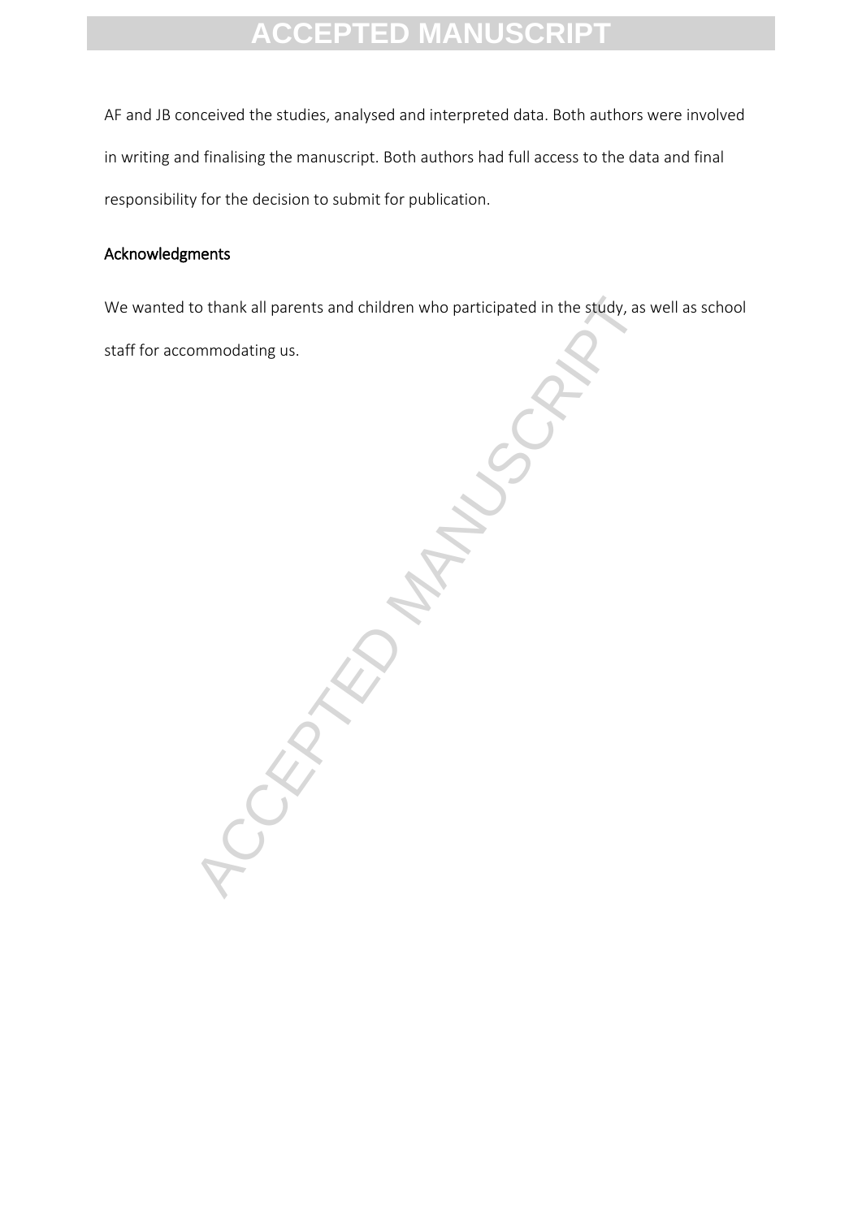AF and JB conceived the studies, analysed and interpreted data. Both authors were involved in writing and finalising the manuscript. Both authors had full access to the data and final responsibility for the decision to submit for publication.

## Acknowledgments

We wanted to thank all parents and children who participated in the study, as well as school staff for accommodating us.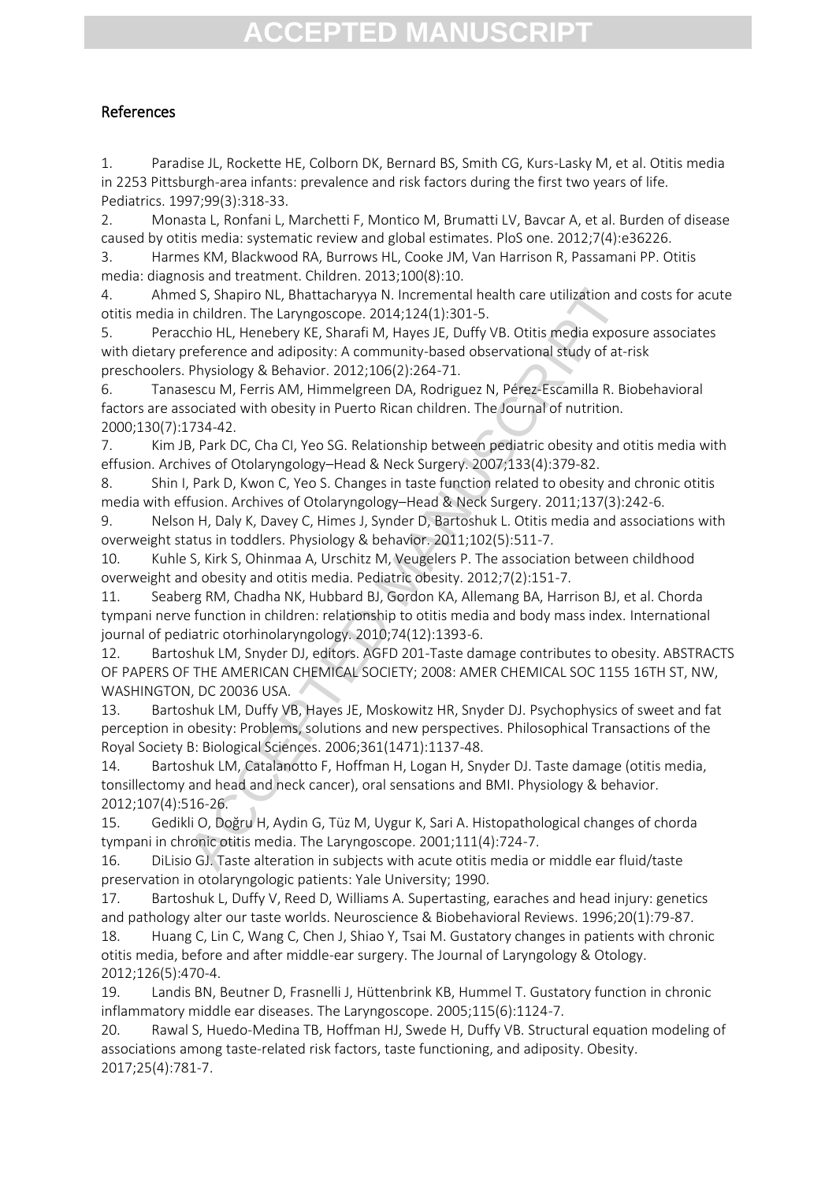## References

1. Paradise JL, Rockette HE, Colborn DK, Bernard BS, Smith CG, Kurs-Lasky M, et al. Otitis media in 2253 Pittsburgh-area infants: prevalence and risk factors during the first two years of life. Pediatrics. 1997;99(3):318-33.
2. Monasta L, Ronfani L, Marchetti F, Montico M, Brumatti LV, Bavcar A, et al. Burden of disease caused by otitis media: systematic review and global estimates. PloS one. 2012;7(4):e36226.
3. Harmes KM, Blackwood RA, Burrows HL, Cooke JM, Van Harrison R, Passamani PP. Otitis media: diagnosis and treatment. Children. 2013;100(8):10.
4. Ahmed S, Shapiro NL, Bhattacharyya N. Incremental health care utilization and costs for acute otitis media in children. The Laryngoscope. 2014;124(1):301-5.
5. Peracchio HL, Henebery KE, Sharafi M, Hayes JE, Duffy VB. Otitis media exposure associates with dietary preference and adiposity: A community-based observational study of at-risk preschoolers. Physiology & Behavior. 2012;106(2):264-71.
6. Tanasescu M, Ferris AM, Himmelgreen DA, Rodriguez N, Pérez-Escamilla R. Biobehavioral factors are associated with obesity in Puerto Rican children. The Journal of nutrition. 2000;130(7):1734-42.
7. Kim JB, Park DC, Cha CI, Yeo SG. Relationship between pediatric obesity and otitis media with effusion. Archives of Otolaryngology–Head & Neck Surgery. 2007;133(4):379-82.
8. Shin I, Park D, Kwon C, Yeo S. Changes in taste function related to obesity and chronic otitis media with effusion. Archives of Otolaryngology–Head & Neck Surgery. 2011;137(3):242-6.
9. Nelson H, Daly K, Davey C, Himes J, Synder D, Bartoshuk L. Otitis media and associations with overweight status in toddlers. Physiology & behavior. 2011;102(5):511-7.
10. Kuhle S, Kirk S, Ohinmaa A, Urschitz M, Veugelers P. The association between childhood overweight and obesity and otitis media. Pediatric obesity. 2012;7(2):151-7.
11. Seaberg RM, Chadha NK, Hubbard BJ, Gordon KA, Allemang BA, Harrison BJ, et al. Chorda tympani nerve function in children: relationship to otitis media and body mass index. International journal of pediatric otorhinolaryngology. 2010;74(12):1393-6.
12. Bartoshuk LM, Snyder DJ, editors. AGFD 201-Taste damage contributes to obesity. ABSTRACTS OF PAPERS OF THE AMERICAN CHEMICAL SOCIETY; 2008: AMER CHEMICAL SOC 1155 16TH ST, NW, WASHINGTON, DC 20036 USA.
13. Bartoshuk LM, Duffy VB, Hayes JE, Moskowitz HR, Snyder DJ. Psychophysics of sweet and fat perception in obesity: Problems, solutions and new perspectives. Philosophical Transactions of the Royal Society B: Biological Sciences. 2006;361(1471):1137-48.
14. Bartoshuk LM, Catalanotto F, Hoffman H, Logan H, Snyder DJ. Taste damage (otitis media, tonsillectomy and head and neck cancer), oral sensations and BMI. Physiology & behavior. 2012;107(4):516-26.
15. Gedikli O, Doğru H, Aydin G, Tüz M, Uygur K, Sari A. Histopathological changes of chorda tympani in chronic otitis media. The Laryngoscope. 2001;111(4):724-7.
16. DiLisio GJ. Taste alteration in subjects with acute otitis media or middle ear fluid/taste preservation in otolaryngologic patients: Yale University; 1990.
17. Bartoshuk L, Duffy V, Reed D, Williams A. Supertasting, earaches and head injury: genetics and pathology alter our taste worlds. Neuroscience & Biobehavioral Reviews. 1996;20(1):79-87.
18. Huang C, Lin C, Wang C, Chen J, Shiao Y, Tsai M. Gustatory changes in patients with chronic otitis media, before and after middle-ear surgery. The Journal of Laryngology & Otology. 2012;126(5):470-4.
19. Landis BN, Beutner D, Frasnelli J, Hüttenbrink KB, Hummel T. Gustatory function in chronic inflammatory middle ear diseases. The Laryngoscope. 2005;115(6):1124-7.
20. Rawal S, Huedo-Medina TB, Hoffman HJ, Swede H, Duffy VB. Structural equation modeling of associations among taste-related risk factors, taste functioning, and adiposity. Obesity. 2017;25(4):781-7.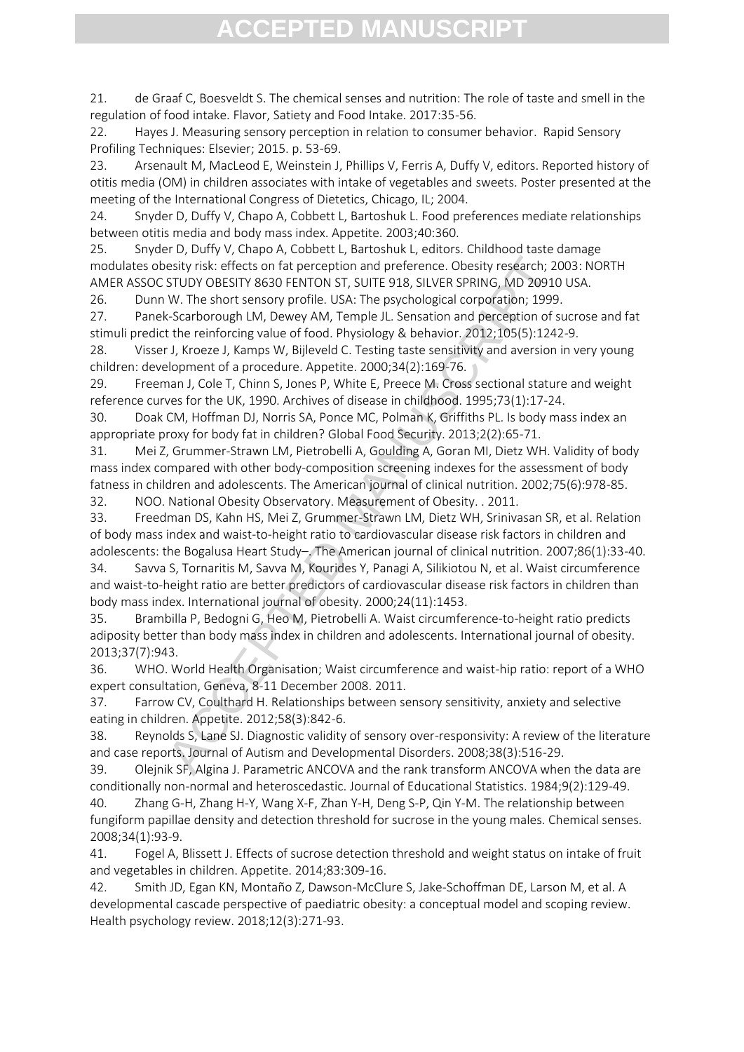21. de Graaf C, Boesveldt S. The chemical senses and nutrition: The role of taste and smell in the regulation of food intake. Flavor, Satiety and Food Intake. 2017:35-56.

22. Hayes J. Measuring sensory perception in relation to consumer behavior. Rapid Sensory Profiling Techniques: Elsevier; 2015. p. 53-69.

23. Arsenault M, MacLeod E, Weinstein J, Phillips V, Ferris A, Duffy V, editors. Reported history of otitis media (OM) in children associates with intake of vegetables and sweets. Poster presented at the meeting of the International Congress of Dietetics, Chicago, IL; 2004.

24. Snyder D, Duffy V, Chapo A, Cobbett L, Bartoshuk L. Food preferences mediate relationships between otitis media and body mass index. Appetite. 2003;40:360.

25. Snyder D, Duffy V, Chapo A, Cobbett L, Bartoshuk L, editors. Childhood taste damage modulates obesity risk: effects on fat perception and preference. Obesity research; 2003: NORTH AMER ASSOC STUDY OBESITY 8630 FENTON ST, SUITE 918, SILVER SPRING, MD 20910 USA.

26. Dunn W. The short sensory profile. USA: The psychological corporation; 1999.

27. Panek-Scarborough LM, Dewey AM, Temple JL. Sensation and perception of sucrose and fat stimuli predict the reinforcing value of food. Physiology & behavior. 2012;105(5):1242-9.

28. Visser J, Kroeze J, Kamps W, Bijleveld C. Testing taste sensitivity and aversion in very young children: development of a procedure. Appetite. 2000;34(2):169-76.

29. Freeman J, Cole T, Chinn S, Jones P, White E, Preece M. Cross sectional stature and weight reference curves for the UK, 1990. Archives of disease in childhood. 1995;73(1):17-24.

30. Doak CM, Hoffman DJ, Norris SA, Ponce MC, Polman K, Griffiths PL. Is body mass index an appropriate proxy for body fat in children? Global Food Security. 2013;2(2):65-71.

31. Mei Z, Grummer-Strawn LM, Pietrobelli A, Goulding A, Goran MI, Dietz WH. Validity of body mass index compared with other body-composition screening indexes for the assessment of body fatness in children and adolescents. The American journal of clinical nutrition. 2002;75(6):978-85.

32. NOO. National Obesity Observatory. Measurement of Obesity. . 2011.

33. Freedman DS, Kahn HS, Mei Z, Grummer-Strawn LM, Dietz WH, Srinivasan SR, et al. Relation of body mass index and waist-to-height ratio to cardiovascular disease risk factors in children and adolescents: the Bogalusa Heart Study–. The American journal of clinical nutrition. 2007;86(1):33-40.

34. Savva S, Tornaritis M, Savva M, Kourides Y, Panagi A, Silikiotou N, et al. Waist circumference and waist-to-height ratio are better predictors of cardiovascular disease risk factors in children than body mass index. International journal of obesity. 2000;24(11):1453.

35. Brambilla P, Bedogni G, Heo M, Pietrobelli A. Waist circumference-to-height ratio predicts adiposity better than body mass index in children and adolescents. International journal of obesity. 2013;37(7):943.

36. WHO. World Health Organisation; Waist circumference and waist-hip ratio: report of a WHO expert consultation, Geneva, 8-11 December 2008. 2011.

37. Farrow CV, Coulthard H. Relationships between sensory sensitivity, anxiety and selective eating in children. Appetite. 2012;58(3):842-6.

38. Reynolds S, Lane SJ. Diagnostic validity of sensory over-responsivity: A review of the literature and case reports. Journal of Autism and Developmental Disorders. 2008;38(3):516-29.

39. Olejnik SF, Algina J. Parametric ANCOVA and the rank transform ANCOVA when the data are conditionally non-normal and heteroscedastic. Journal of Educational Statistics. 1984;9(2):129-49.

40. Zhang G-H, Zhang H-Y, Wang X-F, Zhan Y-H, Deng S-P, Qin Y-M. The relationship between fungiform papillae density and detection threshold for sucrose in the young males. Chemical senses. 2008;34(1):93-9.

41. Fogel A, Blissett J. Effects of sucrose detection threshold and weight status on intake of fruit and vegetables in children. Appetite. 2014;83:309-16.

42. Smith JD, Egan KN, Montaño Z, Dawson-McClure S, Jake-Schoffman DE, Larson M, et al. A developmental cascade perspective of paediatric obesity: a conceptual model and scoping review. Health psychology review. 2018;12(3):271-93.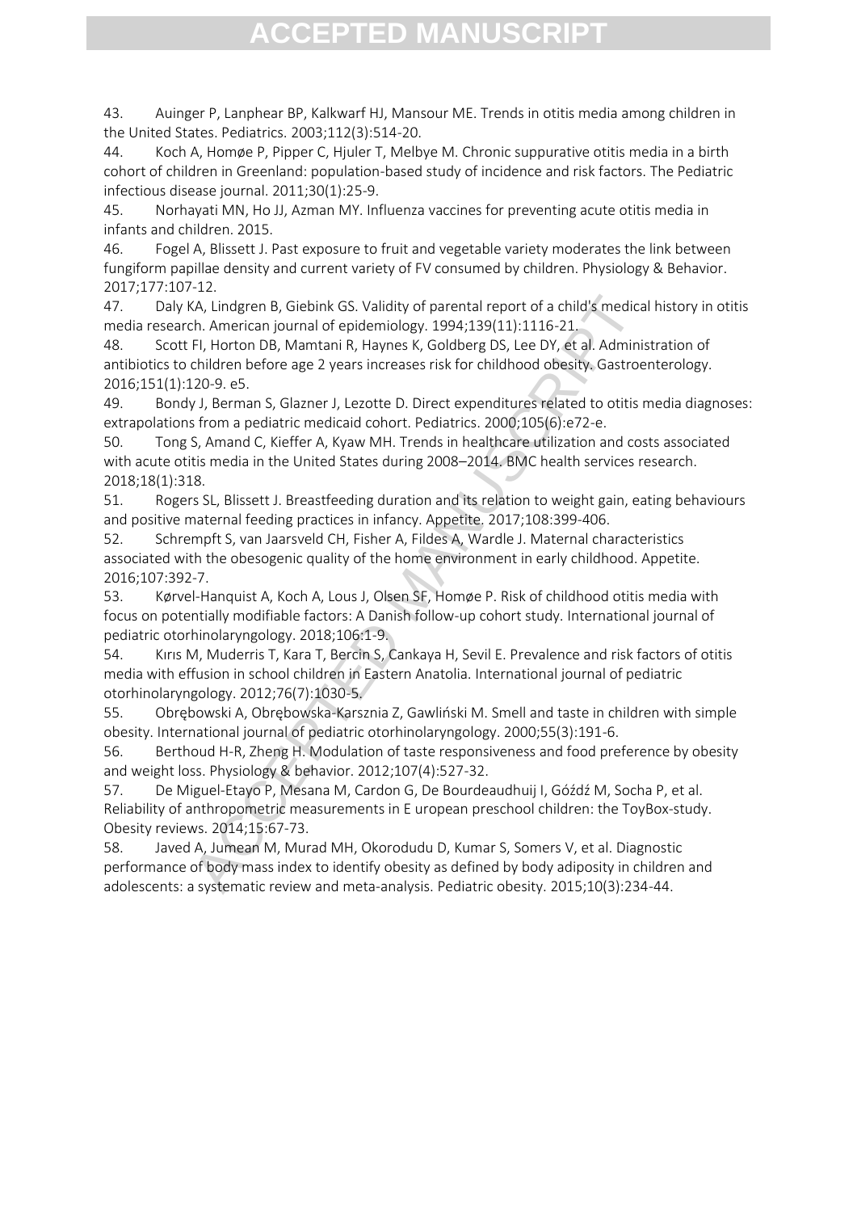43. Auinger P, Lanphear BP, Kalkwarf HJ, Mansour ME. Trends in otitis media among children in the United States. Pediatrics. 2003;112(3):514-20.
44. Koch A, Homøe P, Pipper C, Hjuler T, Melbye M. Chronic suppurative otitis media in a birth cohort of children in Greenland: population-based study of incidence and risk factors. The Pediatric infectious disease journal. 2011;30(1):25-9.
45. Norhayati MN, Ho JJ, Azman MY. Influenza vaccines for preventing acute otitis media in infants and children. 2015.
46. Fogel A, Blissett J. Past exposure to fruit and vegetable variety moderates the link between fungiform papillae density and current variety of FV consumed by children. Physiology & Behavior. 2017;177:107-12.
47. Daly KA, Lindgren B, Giebink GS. Validity of parental report of a child's medical history in otitis media research. American journal of epidemiology. 1994;139(11):1116-21.
48. Scott FI, Horton DB, Mamtani R, Haynes K, Goldberg DS, Lee DY, et al. Administration of antibiotics to children before age 2 years increases risk for childhood obesity. Gastroenterology. 2016;151(1):120-9. e5.
49. Bondy J, Berman S, Glazner J, Lezotte D. Direct expenditures related to otitis media diagnoses: extrapolations from a pediatric medicaid cohort. Pediatrics. 2000;105(6):e72-e.
50. Tong S, Amand C, Kieffer A, Kyaw MH. Trends in healthcare utilization and costs associated with acute otitis media in the United States during 2008–2014. BMC health services research. 2018;18(1):318.
51. Rogers SL, Blissett J. Breastfeeding duration and its relation to weight gain, eating behaviours and positive maternal feeding practices in infancy. Appetite. 2017;108:399-406.
52. Schrempft S, van Jaarsveld CH, Fisher A, Fildes A, Wardle J. Maternal characteristics associated with the obesogenic quality of the home environment in early childhood. Appetite. 2016;107:392-7.
53. Kørvel-Hanquist A, Koch A, Lous J, Olsen SF, Homøe P. Risk of childhood otitis media with focus on potentially modifiable factors: A Danish follow-up cohort study. International journal of pediatric otorhinolaryngology. 2018;106:1-9.
54. Kırıs M, Muderris T, Kara T, Bercin S, Cankaya H, Sevil E. Prevalence and risk factors of otitis media with effusion in school children in Eastern Anatolia. International journal of pediatric otorhinolaryngology. 2012;76(7):1030-5.
55. Obrębowski A, Obrębowska-Karsznia Z, Gawliński M. Smell and taste in children with simple obesity. International journal of pediatric otorhinolaryngology. 2000;55(3):191-6.
56. Berthoud H-R, Zheng H. Modulation of taste responsiveness and food preference by obesity and weight loss. Physiology & behavior. 2012;107(4):527-32.
57. De Miguel-Etayo P, Mesana M, Cardon G, De Bourdeaudhuij I, Góźdź M, Socha P, et al. Reliability of anthropometric measurements in E uropean preschool children: the ToyBox-study. Obesity reviews. 2014;15:67-73.
58. Javed A, Jumean M, Murad MH, Okorodudu D, Kumar S, Somers V, et al. Diagnostic performance of body mass index to identify obesity as defined by body adiposity in children and adolescents: a systematic review and meta-analysis. Pediatric obesity. 2015;10(3):234-44.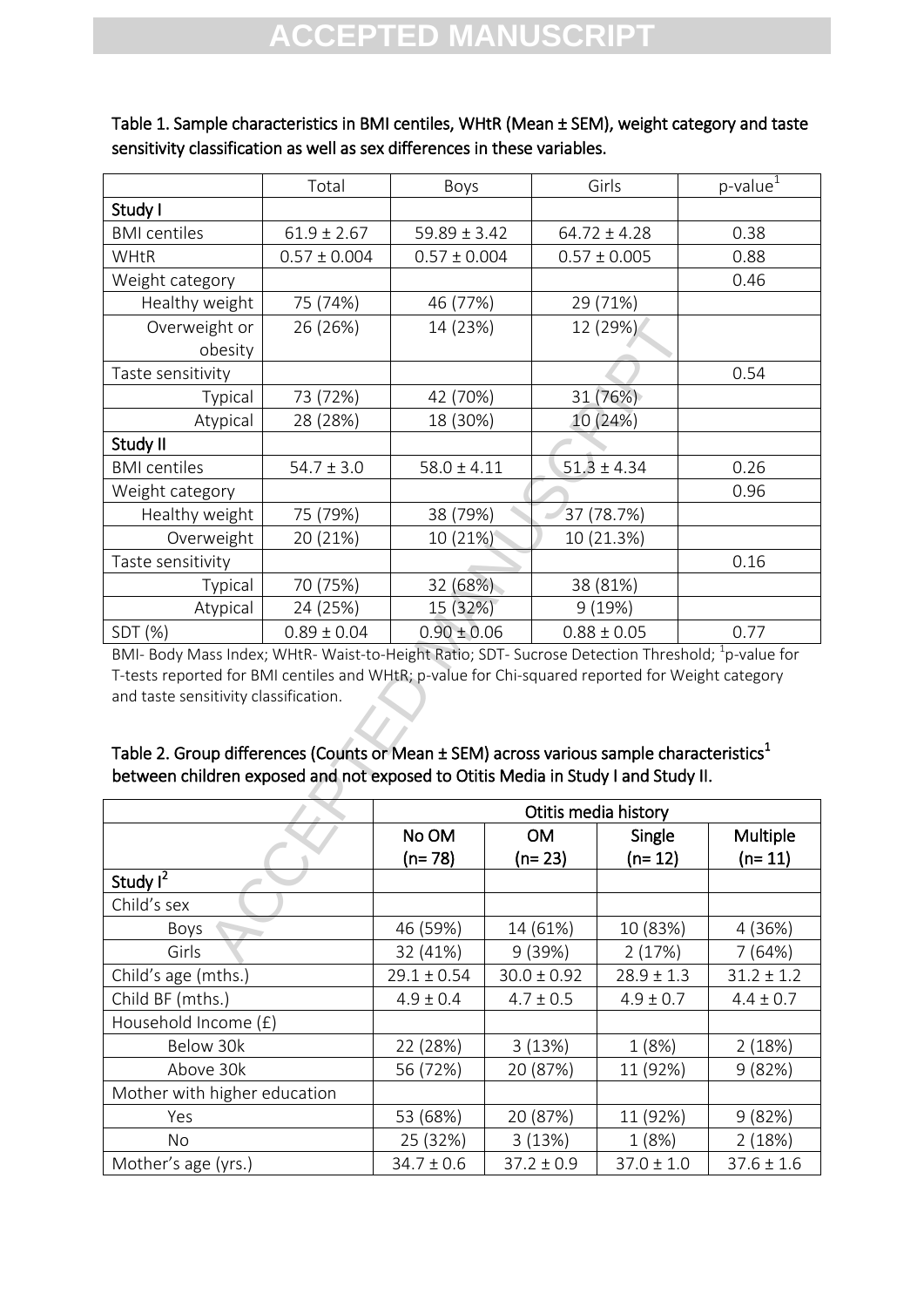Table 1. Sample characteristics in BMI centiles, WHtR (Mean ± SEM), weight category and taste sensitivity classification as well as sex differences in these variables.

| | Total | Boys | Girls | p-value[1] |
|---|---|---|---|---|
| **Study I** | | | | |
| BMI centiles | 61.9 ± 2.67 | 59.89 ± 3.42 | 64.72 ± 4.28 | 0.38 |
| WHtR | 0.57 ± 0.004 | 0.57 ± 0.004 | 0.57 ± 0.005 | 0.88 |
| Weight category | | | | 0.46 |
| Healthy weight | 75 (74%) | 46 (77%) | 29 (71%) | |
| Overweight or obesity | 26 (26%) | 14 (23%) | 12 (29%) | |
| Taste sensitivity | | | | 0.54 |
| Typical | 73 (72%) | 42 (70%) | 31 (76%) | |
| Atypical | 28 (28%) | 18 (30%) | 10 (24%) | |
| **Study II** | | | | |
| BMI centiles | 54.7 ± 3.0 | 58.0 ± 4.11 | 51.3 ± 4.34 | 0.26 |
| Weight category | | | | 0.96 |
| Healthy weight | 75 (79%) | 38 (79%) | 37 (78.7%) | |
| Overweight | 20 (21%) | 10 (21%) | 10 (21.3%) | |
| Taste sensitivity | | | | 0.16 |
| Typical | 70 (75%) | 32 (68%) | 38 (81%) | |
| Atypical | 24 (25%) | 15 (32%) | 9 (19%) | |
| SDT (%) | 0.89 ± 0.04 | 0.90 ± 0.06 | 0.88 ± 0.05 | 0.77 |

BMI- Body Mass Index; WHtR- Waist-to-Height Ratio; SDT- Sucrose Detection Threshold; [1]p-value for T-tests reported for BMI centiles and WHtR; p-value for Chi-squared reported for Weight category and taste sensitivity classification.

Table 2. Group differences (Counts or Mean ± SEM) across various sample characteristics[1] between children exposed and not exposed to Otitis Media in Study I and Study II.

| | Otitis media history | | | |
|---|---|---|---|---|
| | No OM (n= 78) | OM (n= 23) | Single (n= 12) | Multiple (n= 11) |
| **Study I[2]** | | | | |
| Child's sex | | | | |
| Boys | 46 (59%) | 14 (61%) | 10 (83%) | 4 (36%) |
| Girls | 32 (41%) | 9 (39%) | 2 (17%) | 7 (64%) |
| Child's age (mths.) | 29.1 ± 0.54 | 30.0 ± 0.92 | 28.9 ± 1.3 | 31.2 ± 1.2 |
| Child BF (mths.) | 4.9 ± 0.4 | 4.7 ± 0.5 | 4.9 ± 0.7 | 4.4 ± 0.7 |
| Household Income (£) | | | | |
| Below 30k | 22 (28%) | 3 (13%) | 1 (8%) | 2 (18%) |
| Above 30k | 56 (72%) | 20 (87%) | 11 (92%) | 9 (82%) |
| Mother with higher education | | | | |
| Yes | 53 (68%) | 20 (87%) | 11 (92%) | 9 (82%) |
| No | 25 (32%) | 3 (13%) | 1 (8%) | 2 (18%) |
| Mother's age (yrs.) | 34.7 ± 0.6 | 37.2 ± 0.9 | 37.0 ± 1.0 | 37.6 ± 1.6 |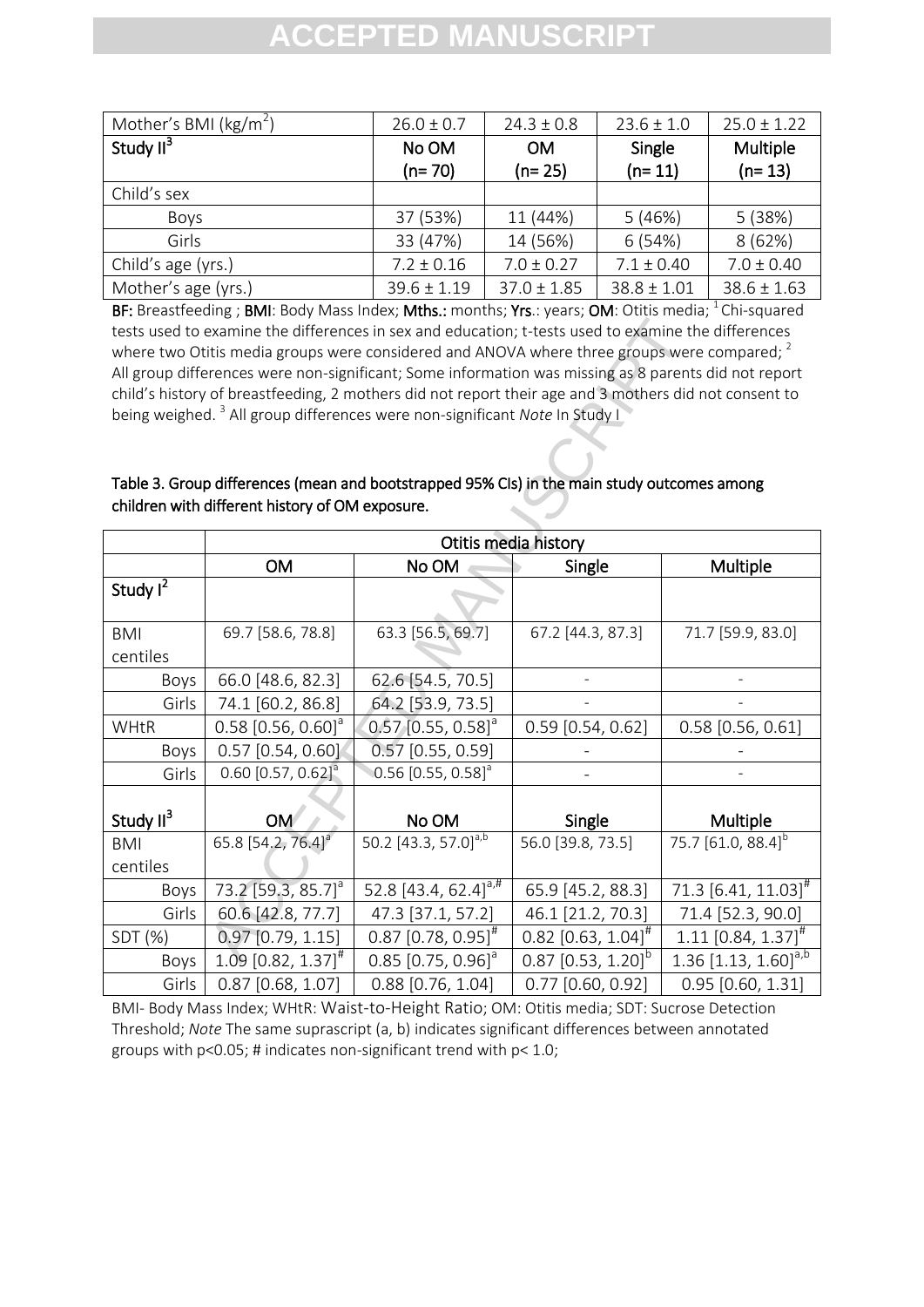| Mother's BMI (kg/m$^2$) | 26.0 ± 0.7 | 24.3 ± 0.8 | 23.6 ± 1.0 | 25.0 ± 1.22 |
|---|---|---|---|---|
| **Study II[3]** | **No OM (n= 70)** | **OM (n= 25)** | **Single (n= 11)** | **Multiple (n= 13)** |
| Child's sex | | | | |
| Boys | 37 (53%) | 11 (44%) | 5 (46%) | 5 (38%) |
| Girls | 33 (47%) | 14 (56%) | 6 (54%) | 8 (62%) |
| Child's age (yrs.) | 7.2 ± 0.16 | 7.0 ± 0.27 | 7.1 ± 0.40 | 7.0 ± 0.40 |
| Mother's age (yrs.) | 39.6 ± 1.19 | 37.0 ± 1.85 | 38.8 ± 1.01 | 38.6 ± 1.63 |

**BF:** Breastfeeding ; **BMI**: Body Mass Index; **Mths.:** months; **Yrs**.: years; **OM**: Otitis media; [1] Chi-squared tests used to examine the differences in sex and education; t-tests used to examine the differences where two Otitis media groups were considered and ANOVA where three groups were compared; [2] All group differences were non-significant; Some information was missing as 8 parents did not report child's history of breastfeeding, 2 mothers did not report their age and 3 mothers did not consent to being weighed. [3] All group differences were non-significant *Note* In Study I

**Table 3. Group differences (mean and bootstrapped 95% CIs) in the main study outcomes among children with different history of OM exposure.**

| | Otitis media history | | | |
|---|---|---|---|---|
| | OM | No OM | Single | Multiple |
| **Study I[2]** | | | | |
| BMI centiles | 69.7 [58.6, 78.8] | 63.3 [56.5, 69.7] | 67.2 [44.3, 87.3] | 71.7 [59.9, 83.0] |
| Boys | 66.0 [48.6, 82.3] | 62.6 [54.5, 70.5] | - | - |
| Girls | 74.1 [60.2, 86.8] | 64.2 [53.9, 73.5] | - | - |
| WHtR | 0.58 [0.56, 0.60][a] | 0.57 [0.55, 0.58][a] | 0.59 [0.54, 0.62] | 0.58 [0.56, 0.61] |
| Boys | 0.57 [0.54, 0.60] | 0.57 [0.55, 0.59] | - | - |
| Girls | 0.60 [0.57, 0.62][a] | 0.56 [0.55, 0.58][a] | - | - |
| **Study II[3]** | **OM** | **No OM** | **Single** | **Multiple** |
| BMI centiles | 65.8 [54.2, 76.4][a] | 50.2 [43.3, 57.0][a,b] | 56.0 [39.8, 73.5] | 75.7 [61.0, 88.4][b] |
| Boys | 73.2 [59.3, 85.7][a] | 52.8 [43.4, 62.4][a,#] | 65.9 [45.2, 88.3] | 71.3 [6.41, 11.03][#] |
| Girls | 60.6 [42.8, 77.7] | 47.3 [37.1, 57.2] | 46.1 [21.2, 70.3] | 71.4 [52.3, 90.0] |
| SDT (%) | 0.97 [0.79, 1.15] | 0.87 [0.78, 0.95][#] | 0.82 [0.63, 1.04][#] | 1.11 [0.84, 1.37][#] |
| Boys | 1.09 [0.82, 1.37][#] | 0.85 [0.75, 0.96][a] | 0.87 [0.53, 1.20][b] | 1.36 [1.13, 1.60][a,b] |
| Girls | 0.87 [0.68, 1.07] | 0.88 [0.76, 1.04] | 0.77 [0.60, 0.92] | 0.95 [0.60, 1.31] |

BMI- Body Mass Index; WHtR: Waist-to-Height Ratio; OM: Otitis media; SDT: Sucrose Detection Threshold; *Note* The same supराscript (a, b) indicates significant differences between annotated groups with $p<0.05$; # indicates non-significant trend with $p< 1.0$;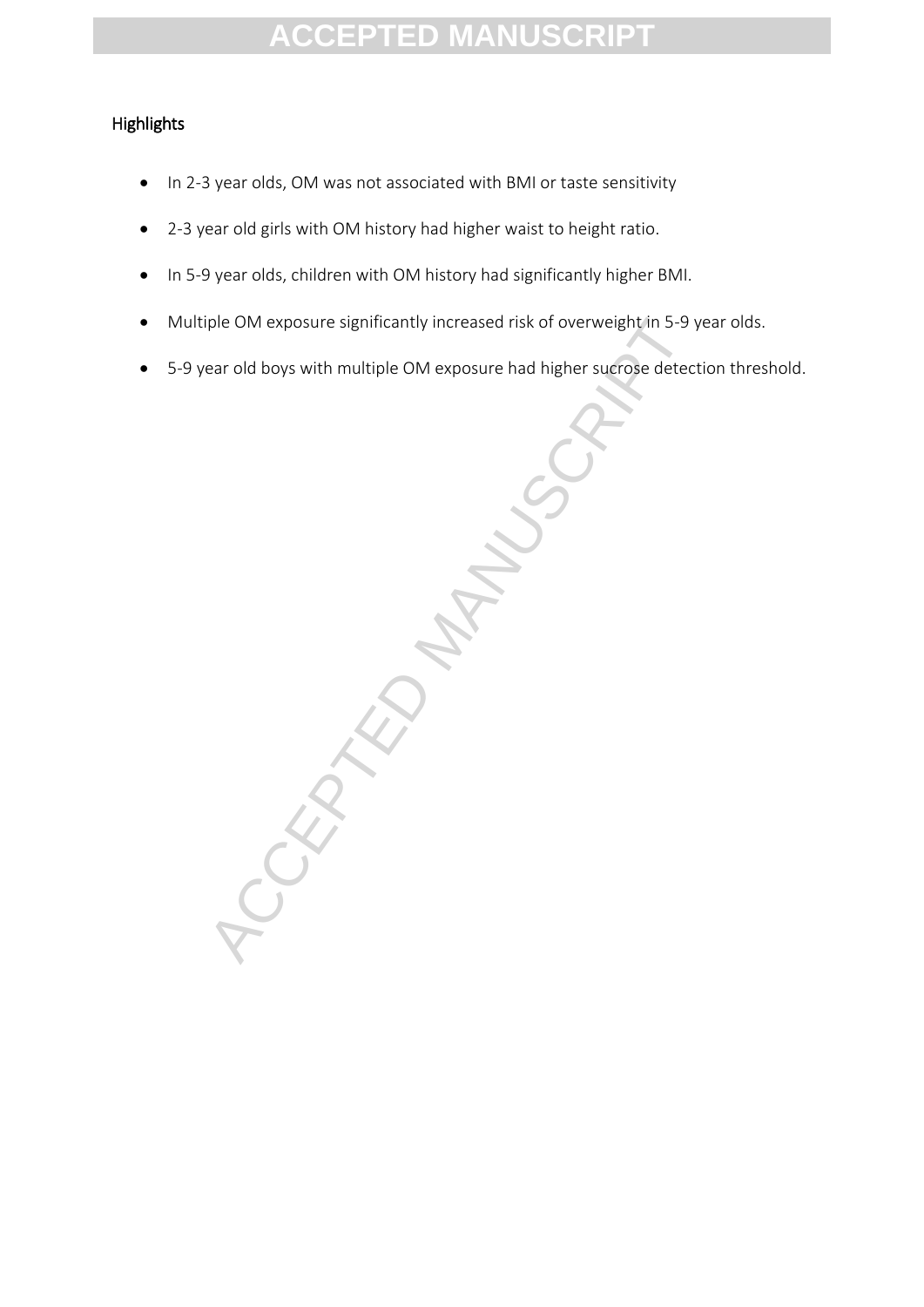Highlights

- In 2-3 year olds, OM was not associated with BMI or taste sensitivity
- 2-3 year old girls with OM history had higher waist to height ratio.
- In 5-9 year olds, children with OM history had significantly higher BMI.
- Multiple OM exposure significantly increased risk of overweight in 5-9 year olds.
- 5-9 year old boys with multiple OM exposure had higher sucrose detection threshold.